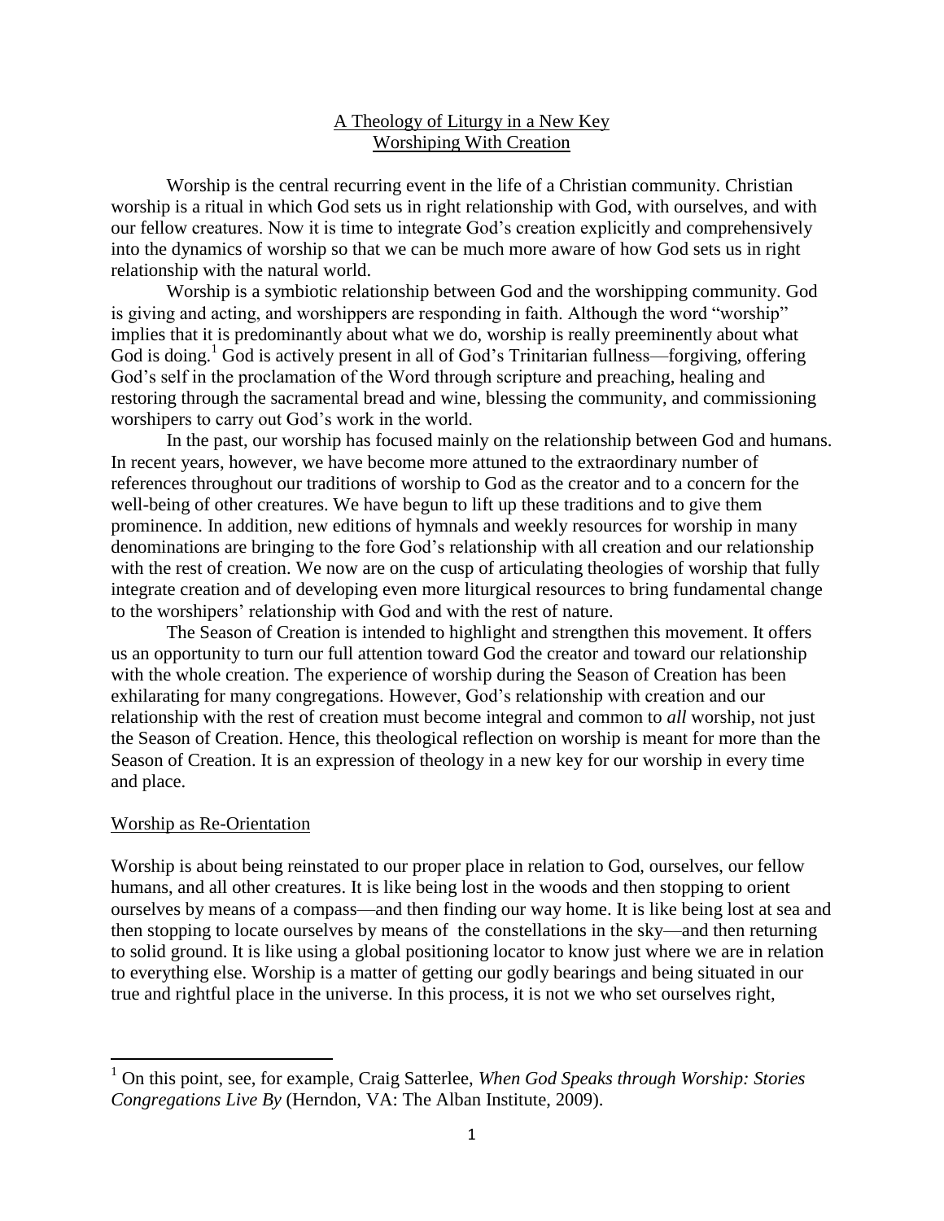# A Theology of Liturgy in a New Key
## Worshiping With Creation

Worship is the central recurring event in the life of a Christian community. Christian worship is a ritual in which God sets us in right relationship with God, with ourselves, and with our fellow creatures. Now it is time to integrate God's creation explicitly and comprehensively into the dynamics of worship so that we can be much more aware of how God sets us in right relationship with the natural world.

Worship is a symbiotic relationship between God and the worshipping community. God is giving and acting, and worshippers are responding in faith. Although the word "worship" implies that it is predominantly about what we do, worship is really preeminently about what God is doing.[1] God is actively present in all of God's Trinitarian fullness—forgiving, offering God's self in the proclamation of the Word through scripture and preaching, healing and restoring through the sacramental bread and wine, blessing the community, and commissioning worshipers to carry out God's work in the world.

In the past, our worship has focused mainly on the relationship between God and humans. In recent years, however, we have become more attuned to the extraordinary number of references throughout our traditions of worship to God as the creator and to a concern for the well-being of other creatures. We have begun to lift up these traditions and to give them prominence. In addition, new editions of hymnals and weekly resources for worship in many denominations are bringing to the fore God's relationship with all creation and our relationship with the rest of creation. We now are on the cusp of articulating theologies of worship that fully integrate creation and of developing even more liturgical resources to bring fundamental change to the worshipers' relationship with God and with the rest of nature.

The Season of Creation is intended to highlight and strengthen this movement. It offers us an opportunity to turn our full attention toward God the creator and toward our relationship with the whole creation. The experience of worship during the Season of Creation has been exhilarating for many congregations. However, God's relationship with creation and our relationship with the rest of creation must become integral and common to *all* worship, not just the Season of Creation. Hence, this theological reflection on worship is meant for more than the Season of Creation. It is an expression of theology in a new key for our worship in every time and place.

### Worship as Re-Orientation

Worship is about being reinstated to our proper place in relation to God, ourselves, our fellow humans, and all other creatures. It is like being lost in the woods and then stopping to orient ourselves by means of a compass—and then finding our way home. It is like being lost at sea and then stopping to locate ourselves by means of the constellations in the sky—and then returning to solid ground. It is like using a global positioning locator to know just where we are in relation to everything else. Worship is a matter of getting our godly bearings and being situated in our true and rightful place in the universe. In this process, it is not we who set ourselves right,

---

[1] On this point, see, for example, Craig Satterlee, *When God Speaks through Worship: Stories Congregations Live By* (Herndon, VA: The Alban Institute, 2009).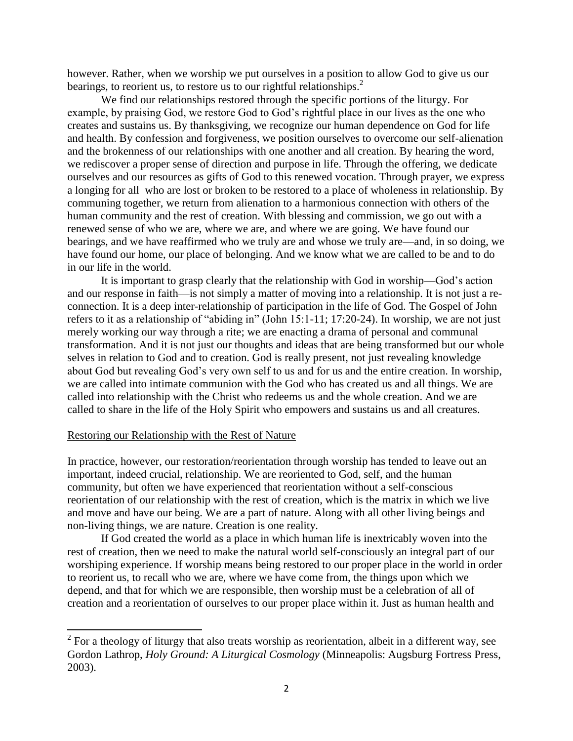however. Rather, when we worship we put ourselves in a position to allow God to give us our bearings, to reorient us, to restore us to our rightful relationships.[2]

We find our relationships restored through the specific portions of the liturgy. For example, by praising God, we restore God to God's rightful place in our lives as the one who creates and sustains us. By thanksgiving, we recognize our human dependence on God for life and health. By confession and forgiveness, we position ourselves to overcome our self-alienation and the brokenness of our relationships with one another and all creation. By hearing the word, we rediscover a proper sense of direction and purpose in life. Through the offering, we dedicate ourselves and our resources as gifts of God to this renewed vocation. Through prayer, we express a longing for all who are lost or broken to be restored to a place of wholeness in relationship. By communing together, we return from alienation to a harmonious connection with others of the human community and the rest of creation. With blessing and commission, we go out with a renewed sense of who we are, where we are, and where we are going. We have found our bearings, and we have reaffirmed who we truly are and whose we truly are—and, in so doing, we have found our home, our place of belonging. And we know what we are called to be and to do in our life in the world.

It is important to grasp clearly that the relationship with God in worship—God's action and our response in faith—is not simply a matter of moving into a relationship. It is not just a re-connection. It is a deep inter-relationship of participation in the life of God. The Gospel of John refers to it as a relationship of "abiding in" (John 15:1-11; 17:20-24). In worship, we are not just merely working our way through a rite; we are enacting a drama of personal and communal transformation. And it is not just our thoughts and ideas that are being transformed but our whole selves in relation to God and to creation. God is really present, not just revealing knowledge about God but revealing God's very own self to us and for us and the entire creation. In worship, we are called into intimate communion with the God who has created us and all things. We are called into relationship with the Christ who redeems us and the whole creation. And we are called to share in the life of the Holy Spirit who empowers and sustains us and all creatures.

## Restoring our Relationship with the Rest of Nature

In practice, however, our restoration/reorientation through worship has tended to leave out an important, indeed crucial, relationship. We are reoriented to God, self, and the human community, but often we have experienced that reorientation without a self-conscious reorientation of our relationship with the rest of creation, which is the matrix in which we live and move and have our being. We are a part of nature. Along with all other living beings and non-living things, we are nature. Creation is one reality.

If God created the world as a place in which human life is inextricably woven into the rest of creation, then we need to make the natural world self-consciously an integral part of our worshiping experience. If worship means being restored to our proper place in the world in order to reorient us, to recall who we are, where we have come from, the things upon which we depend, and that for which we are responsible, then worship must be a celebration of all of creation and a reorientation of ourselves to our proper place within it. Just as human health and

[2] For a theology of liturgy that also treats worship as reorientation, albeit in a different way, see Gordon Lathrop, *Holy Ground: A Liturgical Cosmology* (Minneapolis: Augsburg Fortress Press, 2003).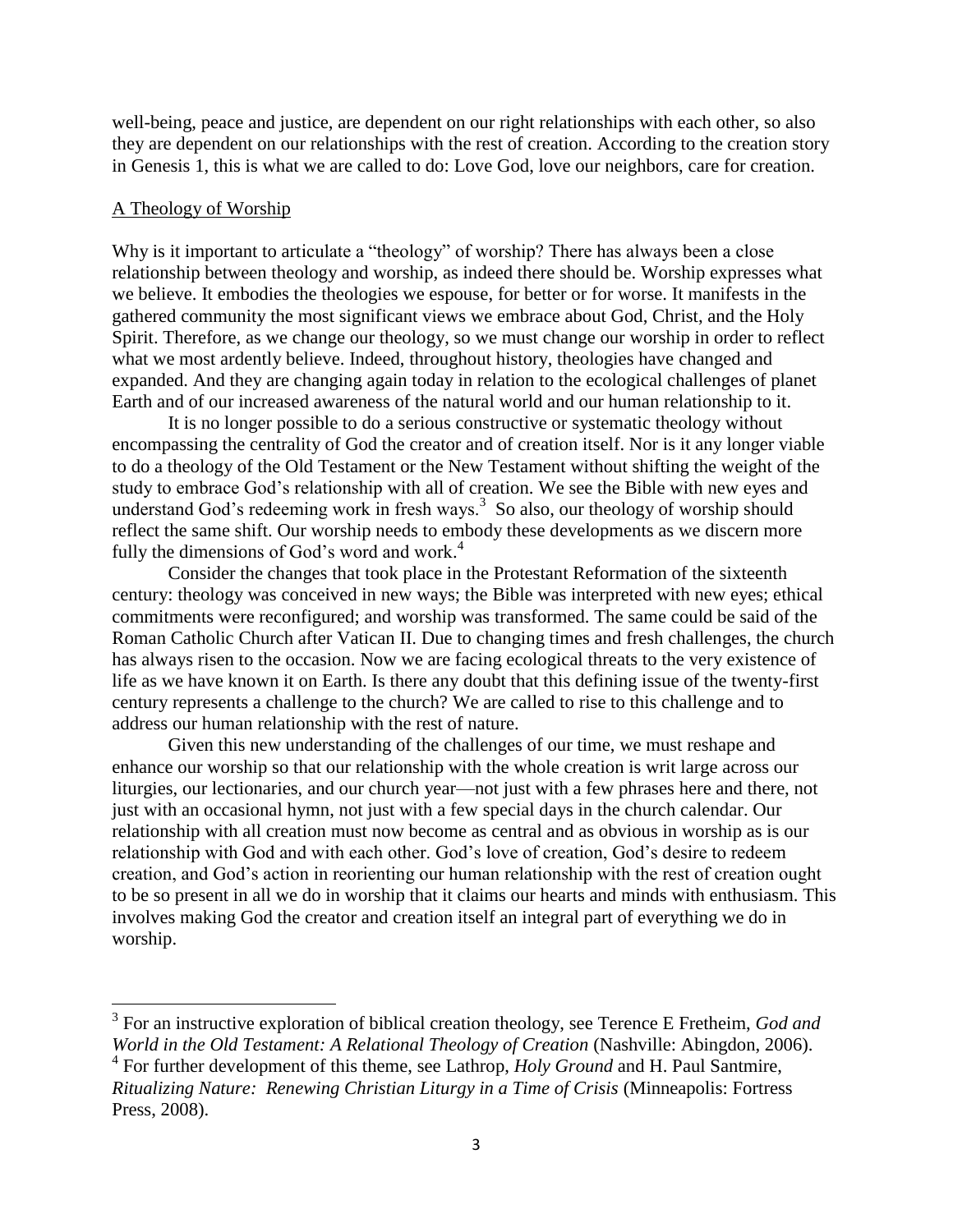well-being, peace and justice, are dependent on our right relationships with each other, so also they are dependent on our relationships with the rest of creation. According to the creation story in Genesis 1, this is what we are called to do: Love God, love our neighbors, care for creation.

## A Theology of Worship

Why is it important to articulate a "theology" of worship? There has always been a close relationship between theology and worship, as indeed there should be. Worship expresses what we believe. It embodies the theologies we espouse, for better or for worse. It manifests in the gathered community the most significant views we embrace about God, Christ, and the Holy Spirit. Therefore, as we change our theology, so we must change our worship in order to reflect what we most ardently believe. Indeed, throughout history, theologies have changed and expanded. And they are changing again today in relation to the ecological challenges of planet Earth and of our increased awareness of the natural world and our human relationship to it.

It is no longer possible to do a serious constructive or systematic theology without encompassing the centrality of God the creator and of creation itself. Nor is it any longer viable to do a theology of the Old Testament or the New Testament without shifting the weight of the study to embrace God's relationship with all of creation. We see the Bible with new eyes and understand God's redeeming work in fresh ways.[3] So also, our theology of worship should reflect the same shift. Our worship needs to embody these developments as we discern more fully the dimensions of God's word and work.[4]

Consider the changes that took place in the Protestant Reformation of the sixteenth century: theology was conceived in new ways; the Bible was interpreted with new eyes; ethical commitments were reconfigured; and worship was transformed. The same could be said of the Roman Catholic Church after Vatican II. Due to changing times and fresh challenges, the church has always risen to the occasion. Now we are facing ecological threats to the very existence of life as we have known it on Earth. Is there any doubt that this defining issue of the twenty-first century represents a challenge to the church? We are called to rise to this challenge and to address our human relationship with the rest of nature.

Given this new understanding of the challenges of our time, we must reshape and enhance our worship so that our relationship with the whole creation is writ large across our liturgies, our lectionaries, and our church year—not just with a few phrases here and there, not just with an occasional hymn, not just with a few special days in the church calendar. Our relationship with all creation must now become as central and as obvious in worship as is our relationship with God and with each other. God's love of creation, God's desire to redeem creation, and God's action in reorienting our human relationship with the rest of creation ought to be so present in all we do in worship that it claims our hearts and minds with enthusiasm. This involves making God the creator and creation itself an integral part of everything we do in worship.

---

[3] For an instructive exploration of biblical creation theology, see Terence E Fretheim, *God and World in the Old Testament: A Relational Theology of Creation* (Nashville: Abingdon, 2006).

[4] For further development of this theme, see Lathrop, *Holy Ground* and H. Paul Santmire, *Ritualizing Nature: Renewing Christian Liturgy in a Time of Crisis* (Minneapolis: Fortress Press, 2008).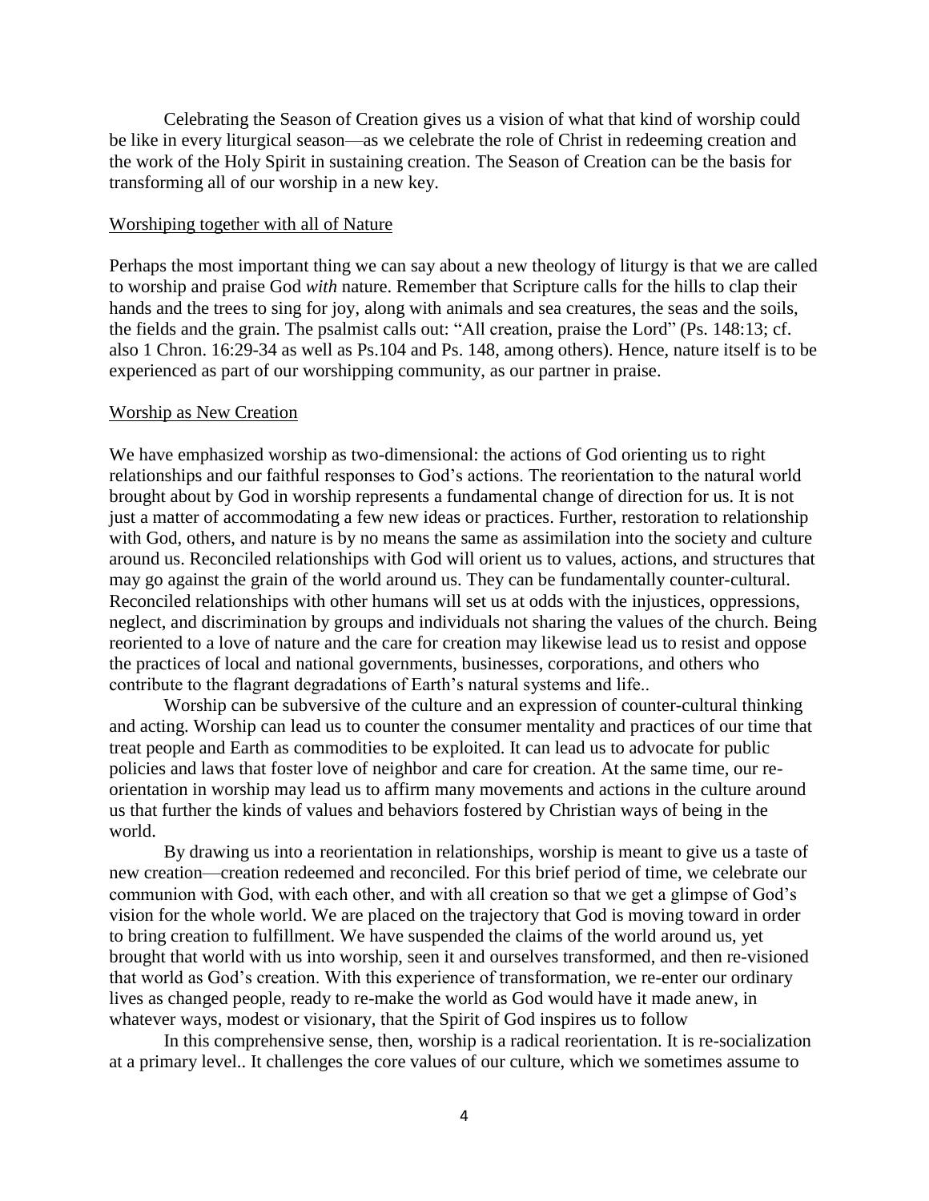Celebrating the Season of Creation gives us a vision of what that kind of worship could be like in every liturgical season—as we celebrate the role of Christ in redeeming creation and the work of the Holy Spirit in sustaining creation. The Season of Creation can be the basis for transforming all of our worship in a new key.

## Worshiping together with all of Nature

Perhaps the most important thing we can say about a new theology of liturgy is that we are called to worship and praise God *with* nature. Remember that Scripture calls for the hills to clap their hands and the trees to sing for joy, along with animals and sea creatures, the seas and the soils, the fields and the grain. The psalmist calls out: "All creation, praise the Lord" (Ps. 148:13; cf. also 1 Chron. 16:29-34 as well as Ps.104 and Ps. 148, among others). Hence, nature itself is to be experienced as part of our worshipping community, as our partner in praise.

## Worship as New Creation

We have emphasized worship as two-dimensional: the actions of God orienting us to right relationships and our faithful responses to God's actions. The reorientation to the natural world brought about by God in worship represents a fundamental change of direction for us. It is not just a matter of accommodating a few new ideas or practices. Further, restoration to relationship with God, others, and nature is by no means the same as assimilation into the society and culture around us. Reconciled relationships with God will orient us to values, actions, and structures that may go against the grain of the world around us. They can be fundamentally counter-cultural. Reconciled relationships with other humans will set us at odds with the injustices, oppressions, neglect, and discrimination by groups and individuals not sharing the values of the church. Being reoriented to a love of nature and the care for creation may likewise lead us to resist and oppose the practices of local and national governments, businesses, corporations, and others who contribute to the flagrant degradations of Earth's natural systems and life..

Worship can be subversive of the culture and an expression of counter-cultural thinking and acting. Worship can lead us to counter the consumer mentality and practices of our time that treat people and Earth as commodities to be exploited. It can lead us to advocate for public policies and laws that foster love of neighbor and care for creation. At the same time, our re-orientation in worship may lead us to affirm many movements and actions in the culture around us that further the kinds of values and behaviors fostered by Christian ways of being in the world.

By drawing us into a reorientation in relationships, worship is meant to give us a taste of new creation—creation redeemed and reconciled. For this brief period of time, we celebrate our communion with God, with each other, and with all creation so that we get a glimpse of God's vision for the whole world. We are placed on the trajectory that God is moving toward in order to bring creation to fulfillment. We have suspended the claims of the world around us, yet brought that world with us into worship, seen it and ourselves transformed, and then re-visioned that world as God's creation. With this experience of transformation, we re-enter our ordinary lives as changed people, ready to re-make the world as God would have it made anew, in whatever ways, modest or visionary, that the Spirit of God inspires us to follow

In this comprehensive sense, then, worship is a radical reorientation. It is re-socialization at a primary level.. It challenges the core values of our culture, which we sometimes assume to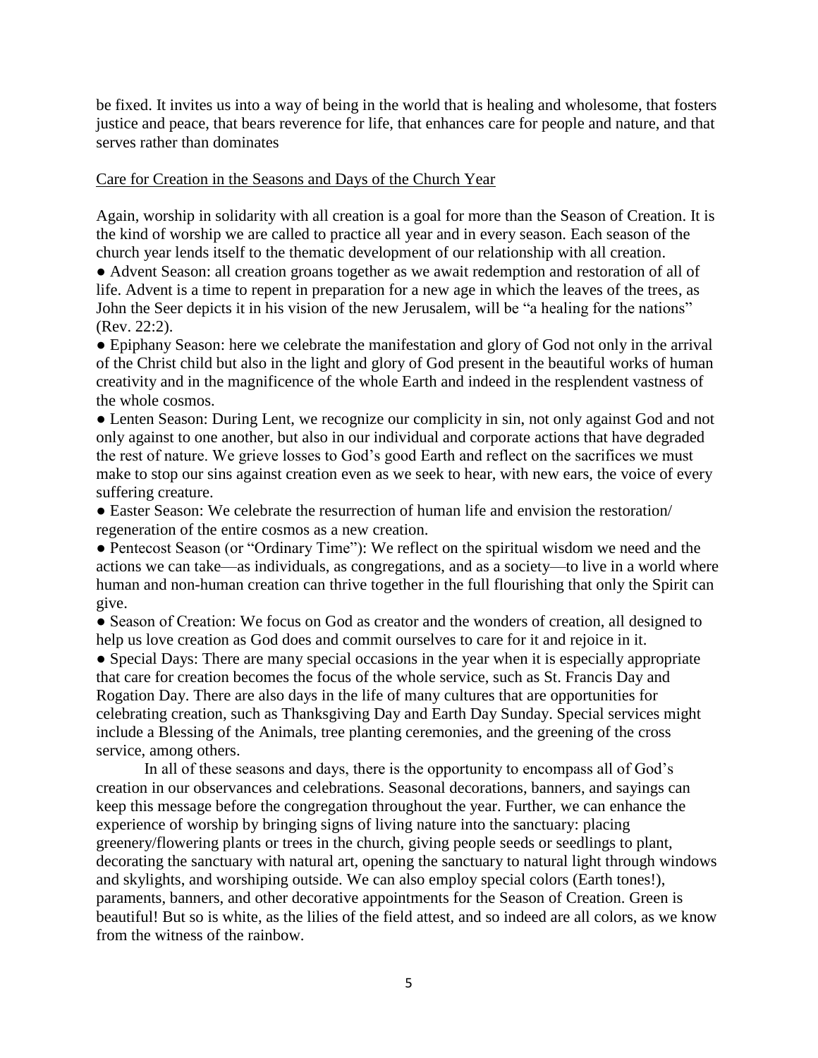be fixed. It invites us into a way of being in the world that is healing and wholesome, that fosters justice and peace, that bears reverence for life, that enhances care for people and nature, and that serves rather than dominates

<u>Care for Creation in the Seasons and Days of the Church Year</u>

Again, worship in solidarity with all creation is a goal for more than the Season of Creation. It is the kind of worship we are called to practice all year and in every season. Each season of the church year lends itself to the thematic development of our relationship with all creation.

- Advent Season: all creation groans together as we await redemption and restoration of all of life. Advent is a time to repent in preparation for a new age in which the leaves of the trees, as John the Seer depicts it in his vision of the new Jerusalem, will be "a healing for the nations" (Rev. 22:2).
- Epiphany Season: here we celebrate the manifestation and glory of God not only in the arrival of the Christ child but also in the light and glory of God present in the beautiful works of human creativity and in the magnificence of the whole Earth and indeed in the resplendent vastness of the whole cosmos.
- Lenten Season: During Lent, we recognize our complicity in sin, not only against God and not only against to one another, but also in our individual and corporate actions that have degraded the rest of nature. We grieve losses to God's good Earth and reflect on the sacrifices we must make to stop our sins against creation even as we seek to hear, with new ears, the voice of every suffering creature.
- Easter Season: We celebrate the resurrection of human life and envision the restoration/ regeneration of the entire cosmos as a new creation.
- Pentecost Season (or "Ordinary Time"): We reflect on the spiritual wisdom we need and the actions we can take—as individuals, as congregations, and as a society—to live in a world where human and non-human creation can thrive together in the full flourishing that only the Spirit can give.
- Season of Creation: We focus on God as creator and the wonders of creation, all designed to help us love creation as God does and commit ourselves to care for it and rejoice in it.
- Special Days: There are many special occasions in the year when it is especially appropriate that care for creation becomes the focus of the whole service, such as St. Francis Day and Rogation Day. There are also days in the life of many cultures that are opportunities for celebrating creation, such as Thanksgiving Day and Earth Day Sunday. Special services might include a Blessing of the Animals, tree planting ceremonies, and the greening of the cross service, among others.

In all of these seasons and days, there is the opportunity to encompass all of God's creation in our observances and celebrations. Seasonal decorations, banners, and sayings can keep this message before the congregation throughout the year. Further, we can enhance the experience of worship by bringing signs of living nature into the sanctuary: placing greenery/flowering plants or trees in the church, giving people seeds or seedlings to plant, decorating the sanctuary with natural art, opening the sanctuary to natural light through windows and skylights, and worshiping outside. We can also employ special colors (Earth tones!), paraments, banners, and other decorative appointments for the Season of Creation. Green is beautiful! But so is white, as the lilies of the field attest, and so indeed are all colors, as we know from the witness of the rainbow.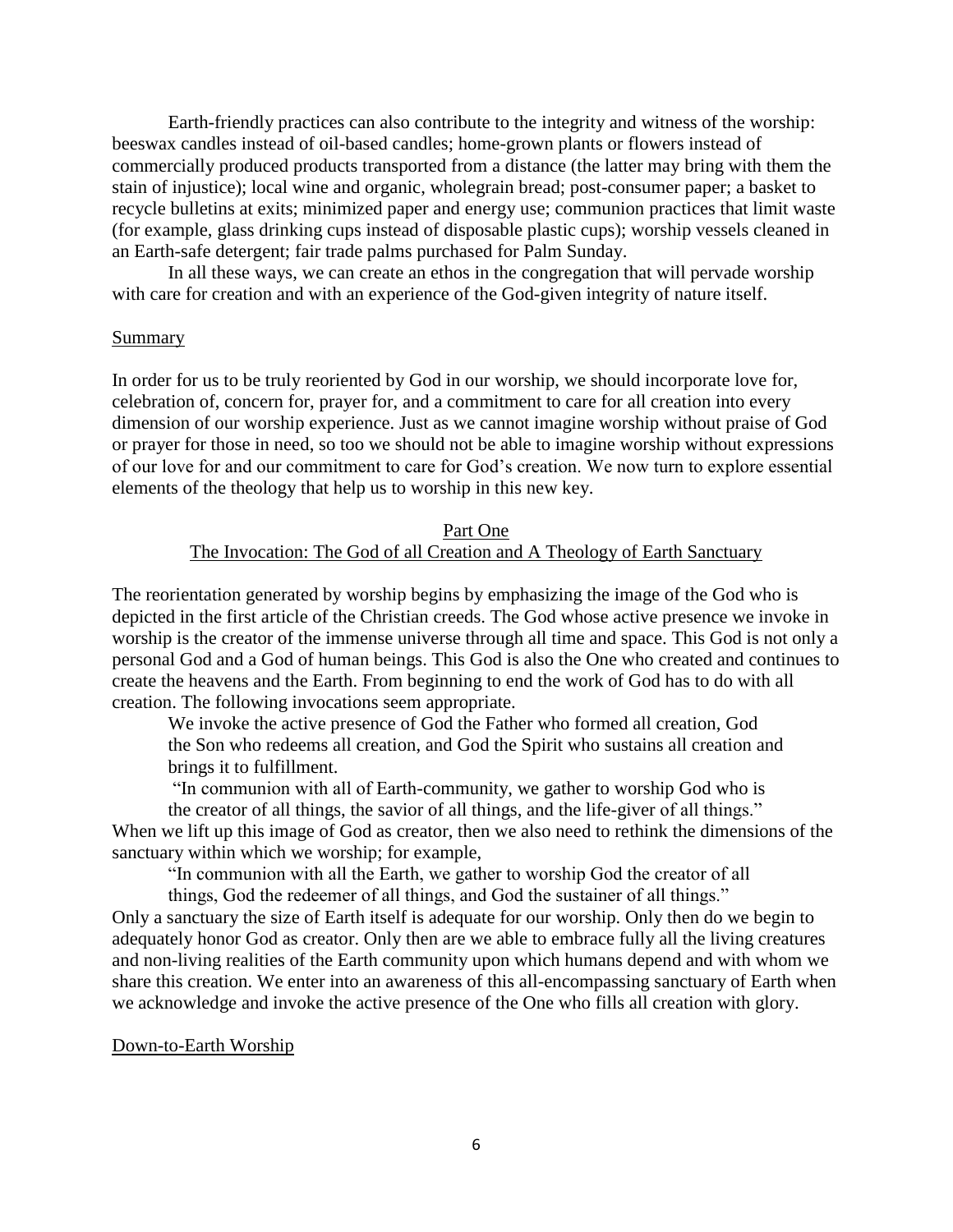Earth-friendly practices can also contribute to the integrity and witness of the worship: beeswax candles instead of oil-based candles; home-grown plants or flowers instead of commercially produced products transported from a distance (the latter may bring with them the stain of injustice); local wine and organic, wholegrain bread; post-consumer paper; a basket to recycle bulletins at exits; minimized paper and energy use; communion practices that limit waste (for example, glass drinking cups instead of disposable plastic cups); worship vessels cleaned in an Earth-safe detergent; fair trade palms purchased for Palm Sunday.

In all these ways, we can create an ethos in the congregation that will pervade worship with care for creation and with an experience of the God-given integrity of nature itself.

## Summary

In order for us to be truly reoriented by God in our worship, we should incorporate love for, celebration of, concern for, prayer for, and a commitment to care for all creation into every dimension of our worship experience. Just as we cannot imagine worship without praise of God or prayer for those in need, so too we should not be able to imagine worship without expressions of our love for and our commitment to care for God's creation. We now turn to explore essential elements of the theology that help us to worship in this new key.

## Part One
## The Invocation: The God of all Creation and A Theology of Earth Sanctuary

The reorientation generated by worship begins by emphasizing the image of the God who is depicted in the first article of the Christian creeds. The God whose active presence we invoke in worship is the creator of the immense universe through all time and space. This God is not only a personal God and a God of human beings. This God is also the One who created and continues to create the heavens and the Earth. From beginning to end the work of God has to do with all creation. The following invocations seem appropriate.

> We invoke the active presence of God the Father who formed all creation, God the Son who redeems all creation, and God the Spirit who sustains all creation and brings it to fulfillment.
>
> "In communion with all of Earth-community, we gather to worship God who is the creator of all things, the savior of all things, and the life-giver of all things."

When we lift up this image of God as creator, then we also need to rethink the dimensions of the sanctuary within which we worship; for example,

> "In communion with all the Earth, we gather to worship God the creator of all things, God the redeemer of all things, and God the sustainer of all things."

Only a sanctuary the size of Earth itself is adequate for our worship. Only then do we begin to adequately honor God as creator. Only then are we able to embrace fully all the living creatures and non-living realities of the Earth community upon which humans depend and with whom we share this creation. We enter into an awareness of this all-encompassing sanctuary of Earth when we acknowledge and invoke the active presence of the One who fills all creation with glory.

## Down-to-Earth Worship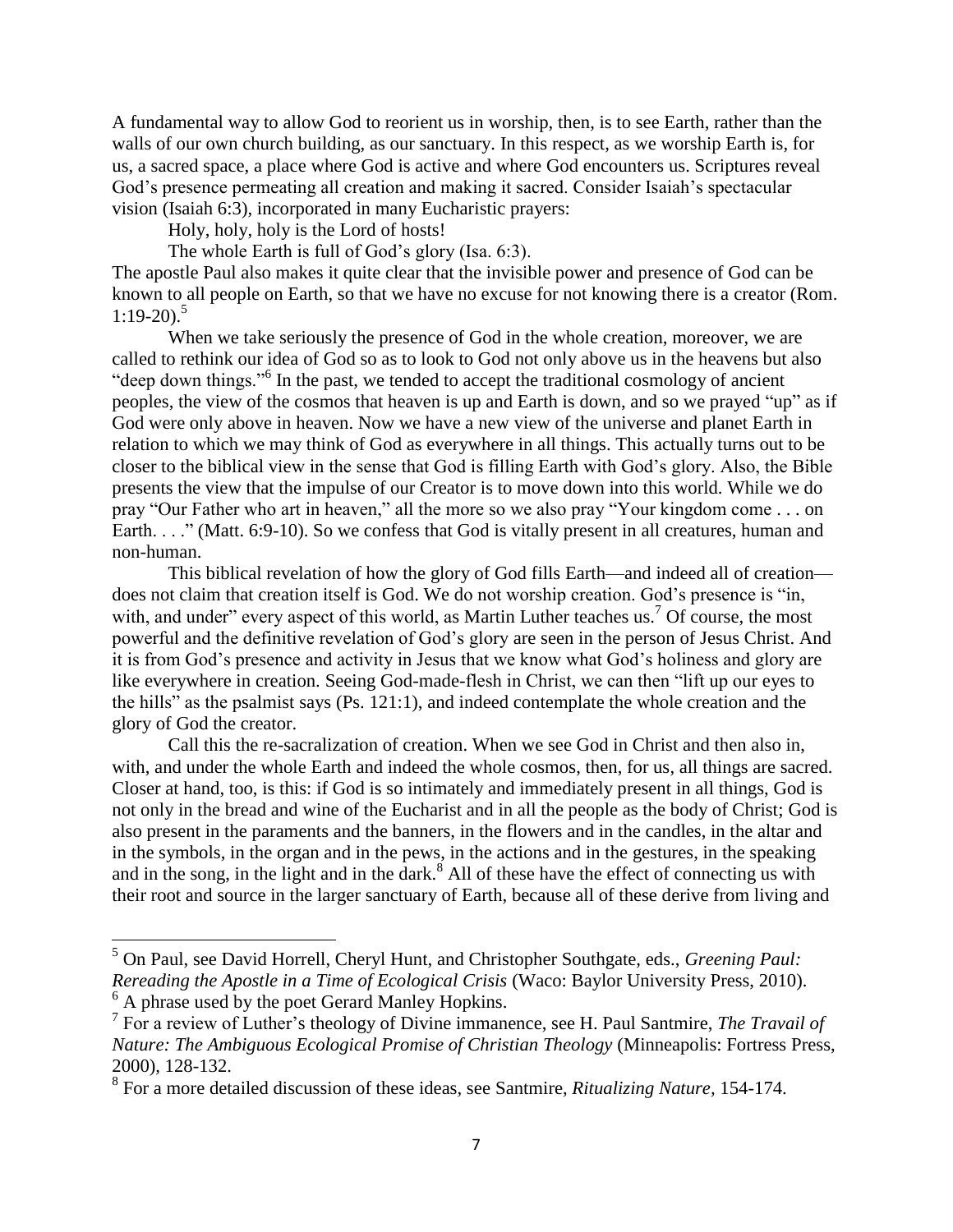A fundamental way to allow God to reorient us in worship, then, is to see Earth, rather than the walls of our own church building, as our sanctuary. In this respect, as we worship Earth is, for us, a sacred space, a place where God is active and where God encounters us. Scriptures reveal God's presence permeating all creation and making it sacred. Consider Isaiah's spectacular vision (Isaiah 6:3), incorporated in many Eucharistic prayers:

> Holy, holy, holy is the Lord of hosts!
> The whole Earth is full of God's glory (Isa. 6:3).

The apostle Paul also makes it quite clear that the invisible power and presence of God can be known to all people on Earth, so that we have no excuse for not knowing there is a creator (Rom. 1:19-20).[5]

When we take seriously the presence of God in the whole creation, moreover, we are called to rethink our idea of God so as to look to God not only above us in the heavens but also "deep down things."[6] In the past, we tended to accept the traditional cosmology of ancient peoples, the view of the cosmos that heaven is up and Earth is down, and so we prayed "up" as if God were only above in heaven. Now we have a new view of the universe and planet Earth in relation to which we may think of God as everywhere in all things. This actually turns out to be closer to the biblical view in the sense that God is filling Earth with God's glory. Also, the Bible presents the view that the impulse of our Creator is to move down into this world. While we do pray "Our Father who art in heaven," all the more so we also pray "Your kingdom come . . . on Earth. . . ." (Matt. 6:9-10). So we confess that God is vitally present in all creatures, human and non-human.

This biblical revelation of how the glory of God fills Earth—and indeed all of creation—does not claim that creation itself is God. We do not worship creation. God's presence is "in, with, and under" every aspect of this world, as Martin Luther teaches us.[7] Of course, the most powerful and the definitive revelation of God's glory are seen in the person of Jesus Christ. And it is from God's presence and activity in Jesus that we know what God's holiness and glory are like everywhere in creation. Seeing God-made-flesh in Christ, we can then "lift up our eyes to the hills" as the psalmist says (Ps. 121:1), and indeed contemplate the whole creation and the glory of God the creator.

Call this the re-sacralization of creation. When we see God in Christ and then also in, with, and under the whole Earth and indeed the whole cosmos, then, for us, all things are sacred. Closer at hand, too, is this: if God is so intimately and immediately present in all things, God is not only in the bread and wine of the Eucharist and in all the people as the body of Christ; God is also present in the paraments and the banners, in the flowers and in the candles, in the altar and in the symbols, in the organ and in the pews, in the actions and in the gestures, in the speaking and in the song, in the light and in the dark.[8] All of these have the effect of connecting us with their root and source in the larger sanctuary of Earth, because all of these derive from living and

---

[5] On Paul, see David Horrell, Cheryl Hunt, and Christopher Southgate, eds., *Greening Paul: Rereading the Apostle in a Time of Ecological Crisis* (Waco: Baylor University Press, 2010).

[6] A phrase used by the poet Gerard Manley Hopkins.

[7] For a review of Luther's theology of Divine immanence, see H. Paul Santmire, *The Travail of Nature: The Ambiguous Ecological Promise of Christian Theology* (Minneapolis: Fortress Press, 2000), 128-132.

[8] For a more detailed discussion of these ideas, see Santmire, *Ritualizing Nature*, 154-174.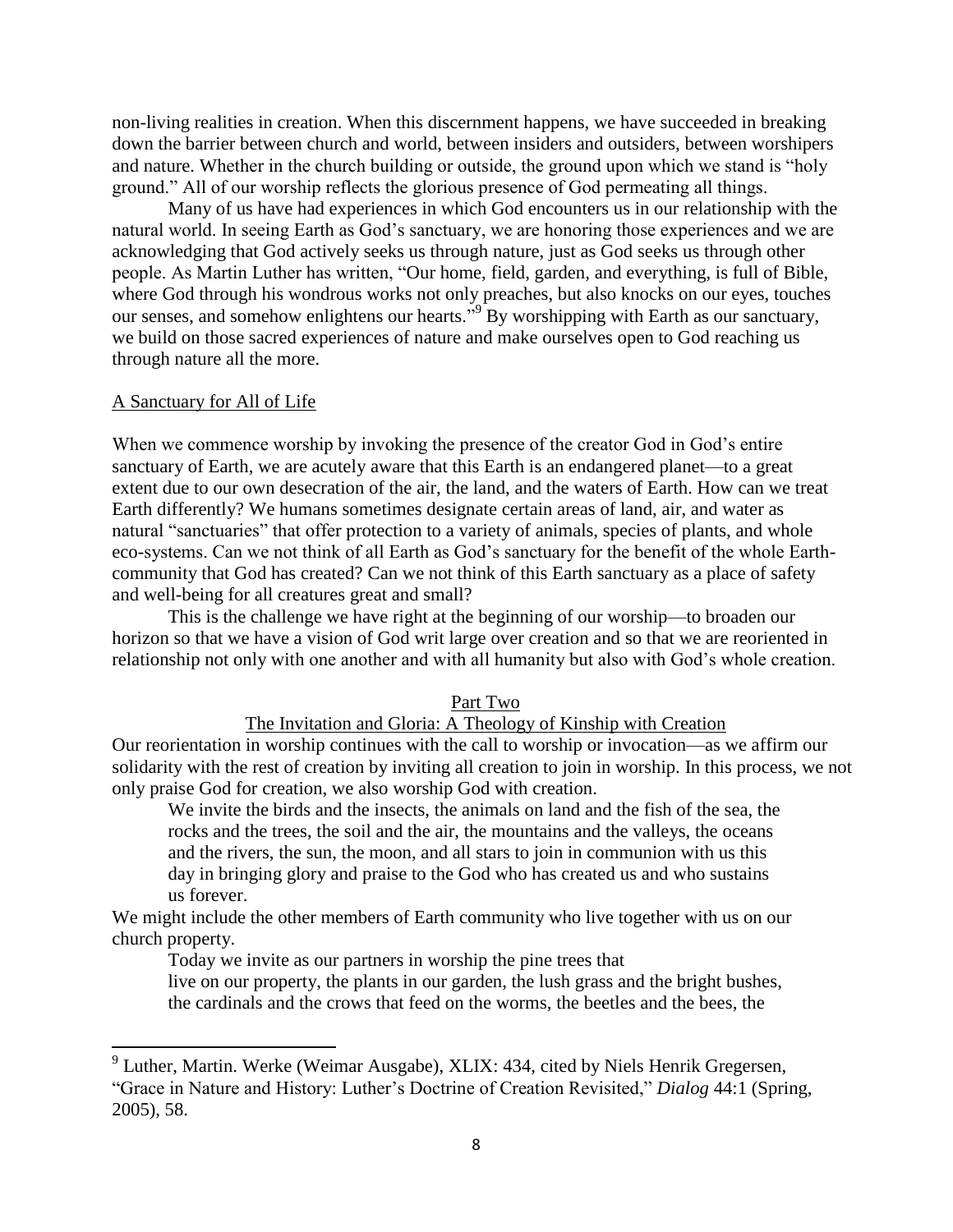non-living realities in creation. When this discernment happens, we have succeeded in breaking down the barrier between church and world, between insiders and outsiders, between worshipers and nature. Whether in the church building or outside, the ground upon which we stand is "holy ground." All of our worship reflects the glorious presence of God permeating all things.

Many of us have had experiences in which God encounters us in our relationship with the natural world. In seeing Earth as God's sanctuary, we are honoring those experiences and we are acknowledging that God actively seeks us through nature, just as God seeks us through other people. As Martin Luther has written, "Our home, field, garden, and everything, is full of Bible, where God through his wondrous works not only preaches, but also knocks on our eyes, touches our senses, and somehow enlightens our hearts."[9] By worshipping with Earth as our sanctuary, we build on those sacred experiences of nature and make ourselves open to God reaching us through nature all the more.

### A Sanctuary for All of Life

When we commence worship by invoking the presence of the creator God in God's entire sanctuary of Earth, we are acutely aware that this Earth is an endangered planet—to a great extent due to our own desecration of the air, the land, and the waters of Earth. How can we treat Earth differently? We humans sometimes designate certain areas of land, air, and water as natural "sanctuaries" that offer protection to a variety of animals, species of plants, and whole eco-systems. Can we not think of all Earth as God's sanctuary for the benefit of the whole Earth-community that God has created? Can we not think of this Earth sanctuary as a place of safety and well-being for all creatures great and small?

This is the challenge we have right at the beginning of our worship—to broaden our horizon so that we have a vision of God writ large over creation and so that we are reoriented in relationship not only with one another and with all humanity but also with God's whole creation.

## Part Two

## The Invitation and Gloria: A Theology of Kinship with Creation

Our reorientation in worship continues with the call to worship or invocation—as we affirm our solidarity with the rest of creation by inviting all creation to join in worship. In this process, we not only praise God for creation, we also worship God with creation.

> We invite the birds and the insects, the animals on land and the fish of the sea, the rocks and the trees, the soil and the air, the mountains and the valleys, the oceans and the rivers, the sun, the moon, and all stars to join in communion with us this day in bringing glory and praise to the God who has created us and who sustains us forever.

We might include the other members of Earth community who live together with us on our church property.

> Today we invite as our partners in worship the pine trees that live on our property, the plants in our garden, the lush grass and the bright bushes, the cardinals and the crows that feed on the worms, the beetles and the bees, the

---

[9] Luther, Martin. Werke (Weimar Ausgabe), XLIX: 434, cited by Niels Henrik Gregersen, "Grace in Nature and History: Luther's Doctrine of Creation Revisited," *Dialog* 44:1 (Spring, 2005), 58.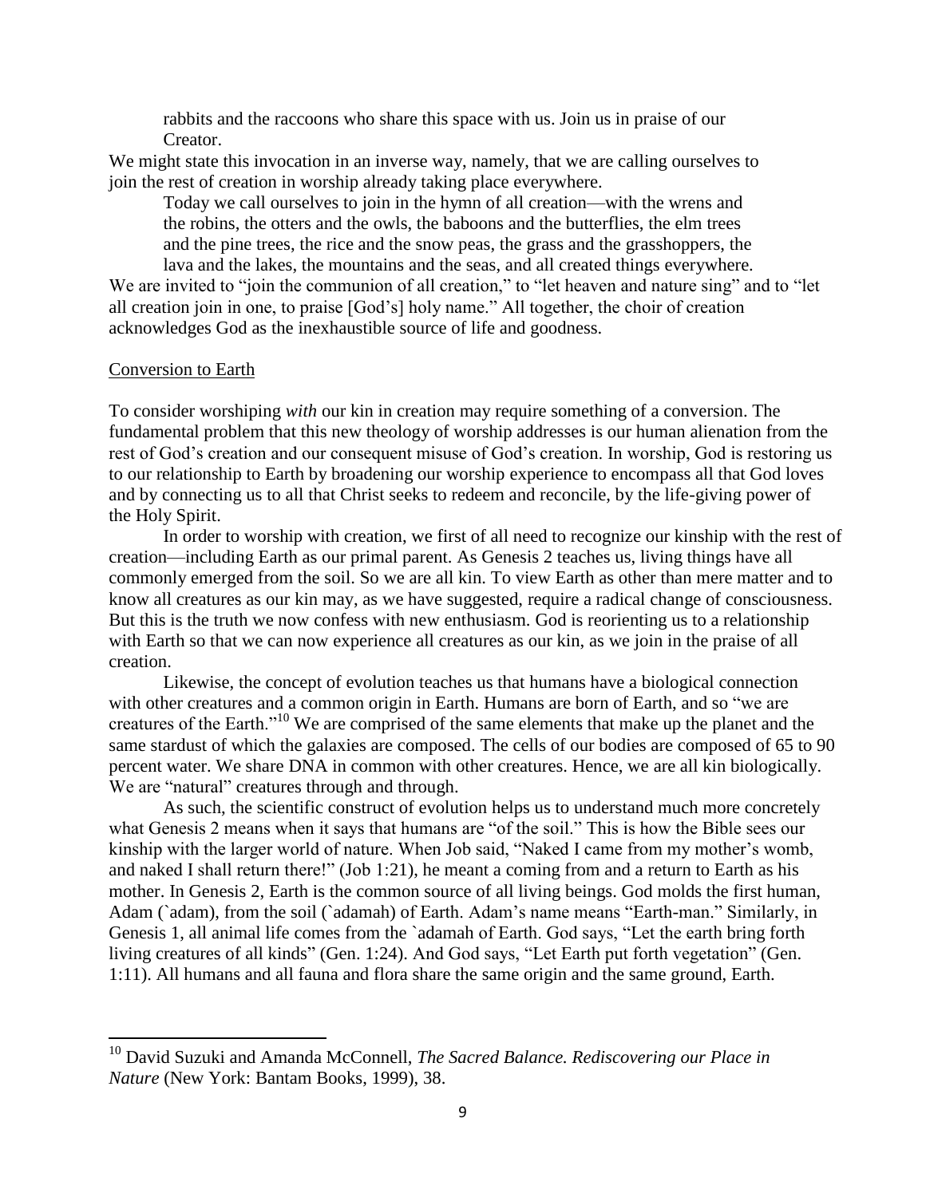> rabbits and the raccoons who share this space with us. Join us in praise of our Creator.

We might state this invocation in an inverse way, namely, that we are calling ourselves to join the rest of creation in worship already taking place everywhere.

> Today we call ourselves to join in the hymn of all creation—with the wrens and the robins, the otters and the owls, the baboons and the butterflies, the elm trees and the pine trees, the rice and the snow peas, the grass and the grasshoppers, the lava and the lakes, the mountains and the seas, and all created things everywhere.

We are invited to "join the communion of all creation," to "let heaven and nature sing" and to "let all creation join in one, to praise [God's] holy name." All together, the choir of creation acknowledges God as the inexhaustible source of life and goodness.

## Conversion to Earth

To consider worshiping *with* our kin in creation may require something of a conversion. The fundamental problem that this new theology of worship addresses is our human alienation from the rest of God's creation and our consequent misuse of God's creation. In worship, God is restoring us to our relationship to Earth by broadening our worship experience to encompass all that God loves and by connecting us to all that Christ seeks to redeem and reconcile, by the life-giving power of the Holy Spirit.

In order to worship with creation, we first of all need to recognize our kinship with the rest of creation—including Earth as our primal parent. As Genesis 2 teaches us, living things have all commonly emerged from the soil. So we are all kin. To view Earth as other than mere matter and to know all creatures as our kin may, as we have suggested, require a radical change of consciousness. But this is the truth we now confess with new enthusiasm. God is reorienting us to a relationship with Earth so that we can now experience all creatures as our kin, as we join in the praise of all creation.

Likewise, the concept of evolution teaches us that humans have a biological connection with other creatures and a common origin in Earth. Humans are born of Earth, and so "we are creatures of the Earth."[10] We are comprised of the same elements that make up the planet and the same stardust of which the galaxies are composed. The cells of our bodies are composed of 65 to 90 percent water. We share DNA in common with other creatures. Hence, we are all kin biologically. We are "natural" creatures through and through.

As such, the scientific construct of evolution helps us to understand much more concretely what Genesis 2 means when it says that humans are "of the soil." This is how the Bible sees our kinship with the larger world of nature. When Job said, "Naked I came from my mother's womb, and naked I shall return there!" (Job 1:21), he meant a coming from and a return to Earth as his mother. In Genesis 2, Earth is the common source of all living beings. God molds the first human, Adam (`adam), from the soil (`adamah) of Earth. Adam's name means "Earth-man." Similarly, in Genesis 1, all animal life comes from the `adamah of Earth. God says, "Let the earth bring forth living creatures of all kinds" (Gen. 1:24). And God says, "Let Earth put forth vegetation" (Gen. 1:11). All humans and all fauna and flora share the same origin and the same ground, Earth.

---

[10] David Suzuki and Amanda McConnell, *The Sacred Balance. Rediscovering our Place in Nature* (New York: Bantam Books, 1999), 38.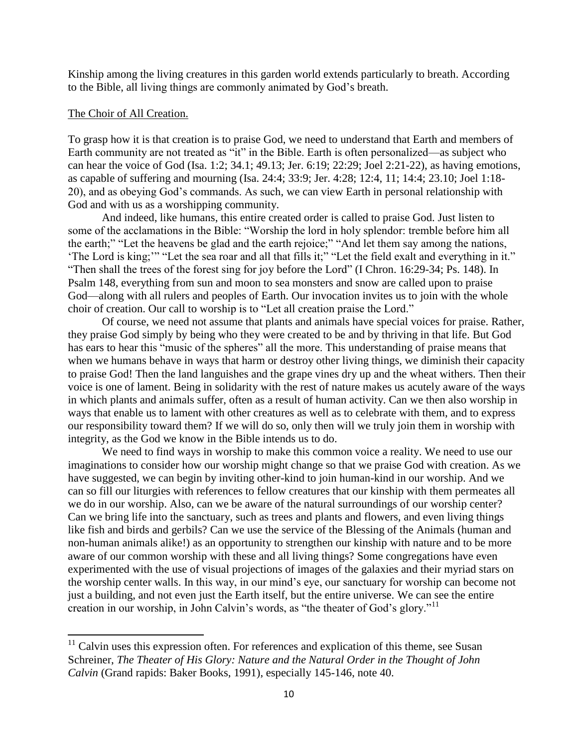Kinship among the living creatures in this garden world extends particularly to breath. According to the Bible, all living things are commonly animated by God's breath.

The Choir of All Creation.

To grasp how it is that creation is to praise God, we need to understand that Earth and members of Earth community are not treated as "it" in the Bible. Earth is often personalized—as subject who can hear the voice of God (Isa. 1:2; 34.1; 49.13; Jer. 6:19; 22:29; Joel 2:21-22), as having emotions, as capable of suffering and mourning (Isa. 24:4; 33:9; Jer. 4:28; 12:4, 11; 14:4; 23.10; Joel 1:18-20), and as obeying God's commands. As such, we can view Earth in personal relationship with God and with us as a worshipping community.

And indeed, like humans, this entire created order is called to praise God. Just listen to some of the acclamations in the Bible: "Worship the lord in holy splendor: tremble before him all the earth;" "Let the heavens be glad and the earth rejoice;" "And let them say among the nations, 'The Lord is king;'" "Let the sea roar and all that fills it;" "Let the field exalt and everything in it." "Then shall the trees of the forest sing for joy before the Lord" (I Chron. 16:29-34; Ps. 148). In Psalm 148, everything from sun and moon to sea monsters and snow are called upon to praise God—along with all rulers and peoples of Earth. Our invocation invites us to join with the whole choir of creation. Our call to worship is to "Let all creation praise the Lord."

Of course, we need not assume that plants and animals have special voices for praise. Rather, they praise God simply by being who they were created to be and by thriving in that life. But God has ears to hear this "music of the spheres" all the more. This understanding of praise means that when we humans behave in ways that harm or destroy other living things, we diminish their capacity to praise God! Then the land languishes and the grape vines dry up and the wheat withers. Then their voice is one of lament. Being in solidarity with the rest of nature makes us acutely aware of the ways in which plants and animals suffer, often as a result of human activity. Can we then also worship in ways that enable us to lament with other creatures as well as to celebrate with them, and to express our responsibility toward them? If we will do so, only then will we truly join them in worship with integrity, as the God we know in the Bible intends us to do.

We need to find ways in worship to make this common voice a reality. We need to use our imaginations to consider how our worship might change so that we praise God with creation. As we have suggested, we can begin by inviting other-kind to join human-kind in our worship. And we can so fill our liturgies with references to fellow creatures that our kinship with them permeates all we do in our worship. Also, can we be aware of the natural surroundings of our worship center? Can we bring life into the sanctuary, such as trees and plants and flowers, and even living things like fish and birds and gerbils? Can we use the service of the Blessing of the Animals (human and non-human animals alike!) as an opportunity to strengthen our kinship with nature and to be more aware of our common worship with these and all living things? Some congregations have even experimented with the use of visual projections of images of the galaxies and their myriad stars on the worship center walls. In this way, in our mind's eye, our sanctuary for worship can become not just a building, and not even just the Earth itself, but the entire universe. We can see the entire creation in our worship, in John Calvin's words, as "the theater of God's glory."[11]

[11] Calvin uses this expression often. For references and explication of this theme, see Susan Schreiner, *The Theater of His Glory: Nature and the Natural Order in the Thought of John Calvin* (Grand rapids: Baker Books, 1991), especially 145-146, note 40.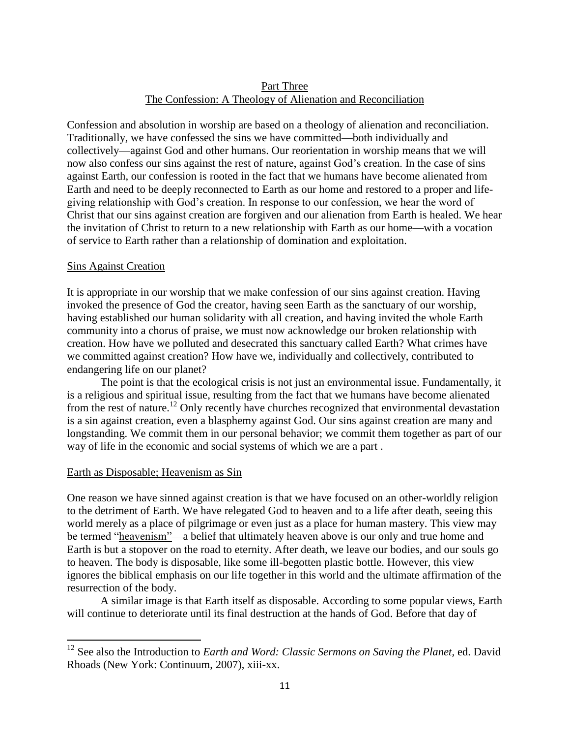## Part Three
## The Confession: A Theology of Alienation and Reconciliation

Confession and absolution in worship are based on a theology of alienation and reconciliation. Traditionally, we have confessed the sins we have committed—both individually and collectively—against God and other humans. Our reorientation in worship means that we will now also confess our sins against the rest of nature, against God's creation. In the case of sins against Earth, our confession is rooted in the fact that we humans have become alienated from Earth and need to be deeply reconnected to Earth as our home and restored to a proper and life-giving relationship with God's creation. In response to our confession, we hear the word of Christ that our sins against creation are forgiven and our alienation from Earth is healed. We hear the invitation of Christ to return to a new relationship with Earth as our home—with a vocation of service to Earth rather than a relationship of domination and exploitation.

### Sins Against Creation

It is appropriate in our worship that we make confession of our sins against creation. Having invoked the presence of God the creator, having seen Earth as the sanctuary of our worship, having established our human solidarity with all creation, and having invited the whole Earth community into a chorus of praise, we must now acknowledge our broken relationship with creation. How have we polluted and desecrated this sanctuary called Earth? What crimes have we committed against creation? How have we, individually and collectively, contributed to endangering life on our planet?

The point is that the ecological crisis is not just an environmental issue. Fundamentally, it is a religious and spiritual issue, resulting from the fact that we humans have become alienated from the rest of nature.[12] Only recently have churches recognized that environmental devastation is a sin against creation, even a blasphemy against God. Our sins against creation are many and longstanding. We commit them in our personal behavior; we commit them together as part of our way of life in the economic and social systems of which we are a part .

### Earth as Disposable; Heavenism as Sin

One reason we have sinned against creation is that we have focused on an other-worldly religion to the detriment of Earth. We have relegated God to heaven and to a life after death, seeing this world merely as a place of pilgrimage or even just as a place for human mastery. This view may be termed "heavenism"—a belief that ultimately heaven above is our only and true home and Earth is but a stopover on the road to eternity. After death, we leave our bodies, and our souls go to heaven. The body is disposable, like some ill-begotten plastic bottle. However, this view ignores the biblical emphasis on our life together in this world and the ultimate affirmation of the resurrection of the body.

A similar image is that Earth itself as disposable. According to some popular views, Earth will continue to deteriorate until its final destruction at the hands of God. Before that day of

---

[12] See also the Introduction to *Earth and Word: Classic Sermons on Saving the Planet*, ed. David Rhoads (New York: Continuum, 2007), xiii-xx.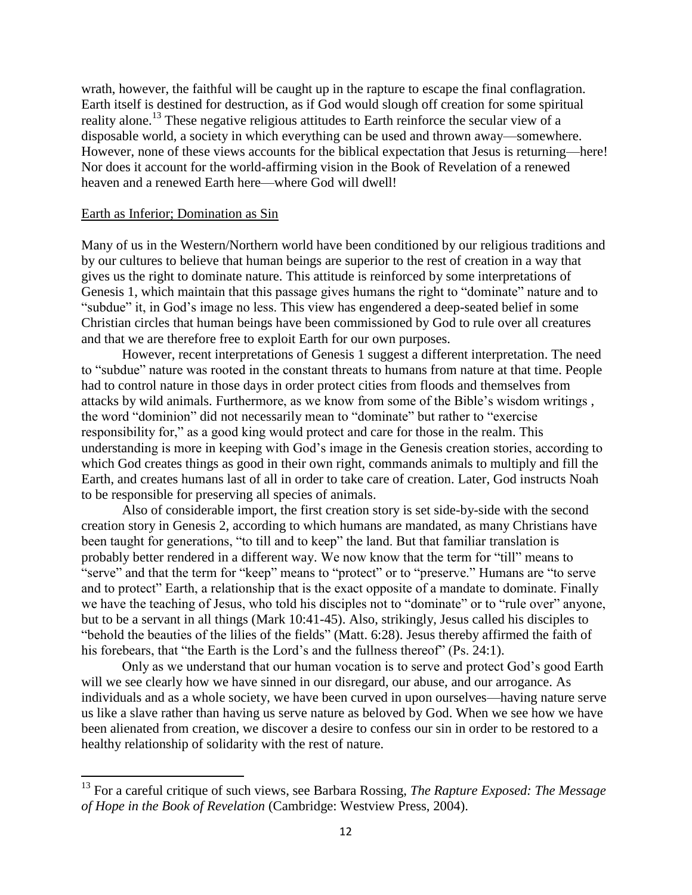wrath, however, the faithful will be caught up in the rapture to escape the final conflagration. Earth itself is destined for destruction, as if God would slough off creation for some spiritual reality alone.[13] These negative religious attitudes to Earth reinforce the secular view of a disposable world, a society in which everything can be used and thrown away—somewhere. However, none of these views accounts for the biblical expectation that Jesus is returning—here! Nor does it account for the world-affirming vision in the Book of Revelation of a renewed heaven and a renewed Earth here—where God will dwell!

## Earth as Inferior; Domination as Sin

Many of us in the Western/Northern world have been conditioned by our religious traditions and by our cultures to believe that human beings are superior to the rest of creation in a way that gives us the right to dominate nature. This attitude is reinforced by some interpretations of Genesis 1, which maintain that this passage gives humans the right to "dominate" nature and to "subdue" it, in God's image no less. This view has engendered a deep-seated belief in some Christian circles that human beings have been commissioned by God to rule over all creatures and that we are therefore free to exploit Earth for our own purposes.

However, recent interpretations of Genesis 1 suggest a different interpretation. The need to "subdue" nature was rooted in the constant threats to humans from nature at that time. People had to control nature in those days in order protect cities from floods and themselves from attacks by wild animals. Furthermore, as we know from some of the Bible's wisdom writings , the word "dominion" did not necessarily mean to "dominate" but rather to "exercise responsibility for," as a good king would protect and care for those in the realm. This understanding is more in keeping with God's image in the Genesis creation stories, according to which God creates things as good in their own right, commands animals to multiply and fill the Earth, and creates humans last of all in order to take care of creation. Later, God instructs Noah to be responsible for preserving all species of animals.

Also of considerable import, the first creation story is set side-by-side with the second creation story in Genesis 2, according to which humans are mandated, as many Christians have been taught for generations, "to till and to keep" the land. But that familiar translation is probably better rendered in a different way. We now know that the term for "till" means to "serve" and that the term for "keep" means to "protect" or to "preserve." Humans are "to serve and to protect" Earth, a relationship that is the exact opposite of a mandate to dominate. Finally we have the teaching of Jesus, who told his disciples not to "dominate" or to "rule over" anyone, but to be a servant in all things (Mark 10:41-45). Also, strikingly, Jesus called his disciples to "behold the beauties of the lilies of the fields" (Matt. 6:28). Jesus thereby affirmed the faith of his forebears, that "the Earth is the Lord's and the fullness thereof" (Ps. 24:1).

Only as we understand that our human vocation is to serve and protect God's good Earth will we see clearly how we have sinned in our disregard, our abuse, and our arrogance. As individuals and as a whole society, we have been curved in upon ourselves—having nature serve us like a slave rather than having us serve nature as beloved by God. When we see how we have been alienated from creation, we discover a desire to confess our sin in order to be restored to a healthy relationship of solidarity with the rest of nature.

---

[13] For a careful critique of such views, see Barbara Rossing, *The Rapture Exposed: The Message of Hope in the Book of Revelation* (Cambridge: Westview Press, 2004).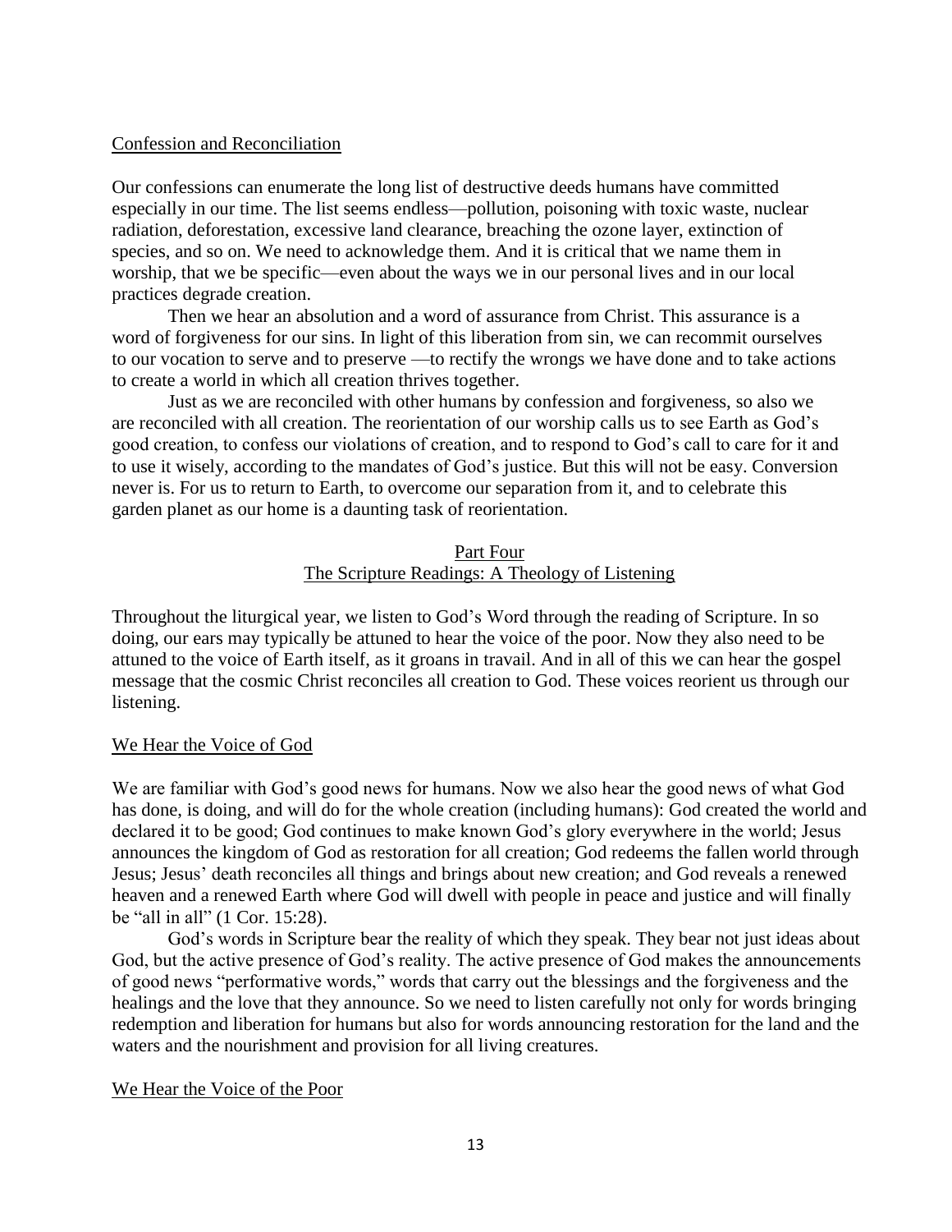## Confession and Reconciliation

Our confessions can enumerate the long list of destructive deeds humans have committed especially in our time. The list seems endless—pollution, poisoning with toxic waste, nuclear radiation, deforestation, excessive land clearance, breaching the ozone layer, extinction of species, and so on. We need to acknowledge them. And it is critical that we name them in worship, that we be specific—even about the ways we in our personal lives and in our local practices degrade creation.

Then we hear an absolution and a word of assurance from Christ. This assurance is a word of forgiveness for our sins. In light of this liberation from sin, we can recommit ourselves to our vocation to serve and to preserve —to rectify the wrongs we have done and to take actions to create a world in which all creation thrives together.

Just as we are reconciled with other humans by confession and forgiveness, so also we are reconciled with all creation. The reorientation of our worship calls us to see Earth as God's good creation, to confess our violations of creation, and to respond to God's call to care for it and to use it wisely, according to the mandates of God's justice. But this will not be easy. Conversion never is. For us to return to Earth, to overcome our separation from it, and to celebrate this garden planet as our home is a daunting task of reorientation.

# Part Four
# The Scripture Readings: A Theology of Listening

Throughout the liturgical year, we listen to God's Word through the reading of Scripture. In so doing, our ears may typically be attuned to hear the voice of the poor. Now they also need to be attuned to the voice of Earth itself, as it groans in travail. And in all of this we can hear the gospel message that the cosmic Christ reconciles all creation to God. These voices reorient us through our listening.

## We Hear the Voice of God

We are familiar with God's good news for humans. Now we also hear the good news of what God has done, is doing, and will do for the whole creation (including humans): God created the world and declared it to be good; God continues to make known God's glory everywhere in the world; Jesus announces the kingdom of God as restoration for all creation; God redeems the fallen world through Jesus; Jesus' death reconciles all things and brings about new creation; and God reveals a renewed heaven and a renewed Earth where God will dwell with people in peace and justice and will finally be "all in all" (1 Cor. 15:28).

God's words in Scripture bear the reality of which they speak. They bear not just ideas about God, but the active presence of God's reality. The active presence of God makes the announcements of good news "performative words," words that carry out the blessings and the forgiveness and the healings and the love that they announce. So we need to listen carefully not only for words bringing redemption and liberation for humans but also for words announcing restoration for the land and the waters and the nourishment and provision for all living creatures.

## We Hear the Voice of the Poor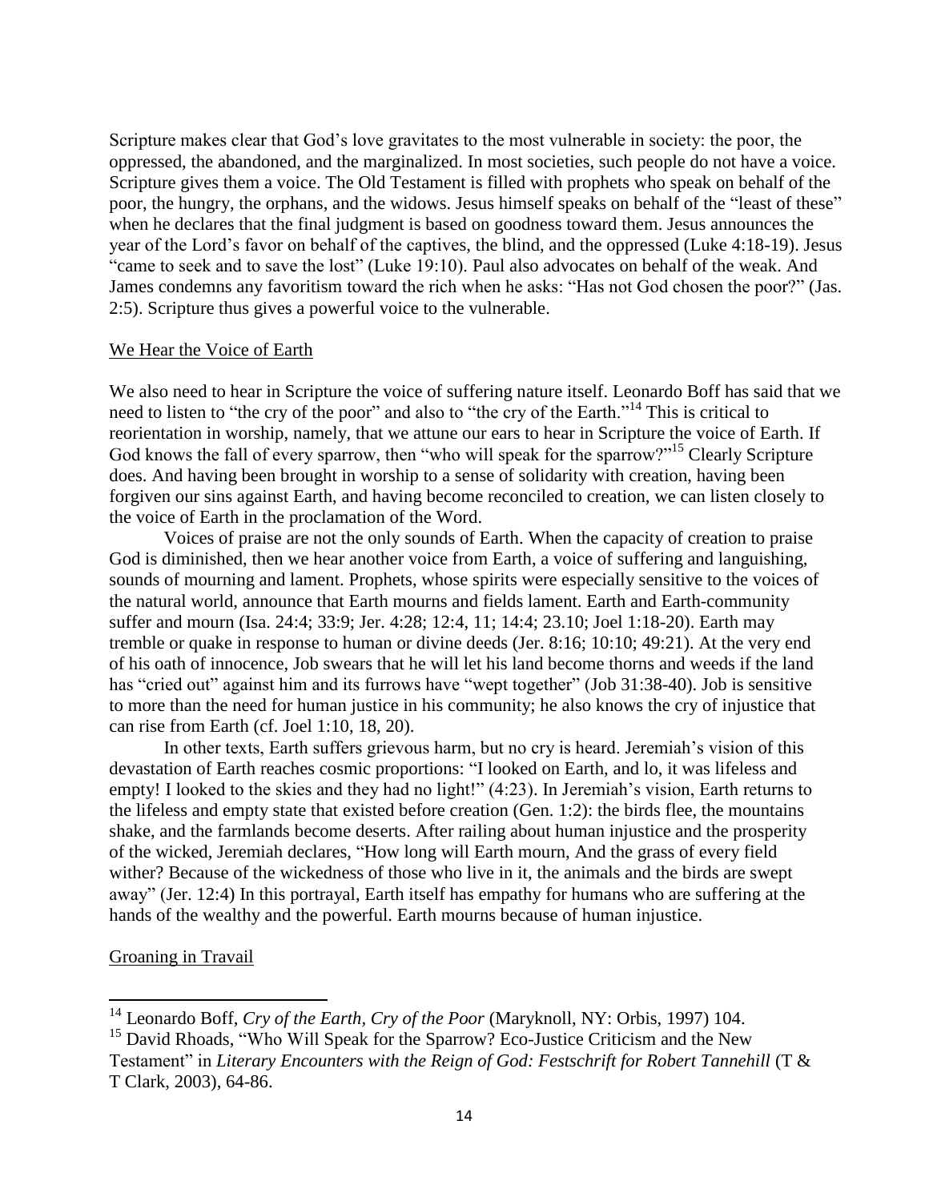Scripture makes clear that God's love gravitates to the most vulnerable in society: the poor, the oppressed, the abandoned, and the marginalized. In most societies, such people do not have a voice. Scripture gives them a voice. The Old Testament is filled with prophets who speak on behalf of the poor, the hungry, the orphans, and the widows. Jesus himself speaks on behalf of the "least of these" when he declares that the final judgment is based on goodness toward them. Jesus announces the year of the Lord's favor on behalf of the captives, the blind, and the oppressed (Luke 4:18-19). Jesus "came to seek and to save the lost" (Luke 19:10). Paul also advocates on behalf of the weak. And James condemns any favoritism toward the rich when he asks: "Has not God chosen the poor?" (Jas. 2:5). Scripture thus gives a powerful voice to the vulnerable.

## We Hear the Voice of Earth

We also need to hear in Scripture the voice of suffering nature itself. Leonardo Boff has said that we need to listen to "the cry of the poor" and also to "the cry of the Earth."[14] This is critical to reorientation in worship, namely, that we attune our ears to hear in Scripture the voice of Earth. If God knows the fall of every sparrow, then "who will speak for the sparrow?"[15] Clearly Scripture does. And having been brought in worship to a sense of solidarity with creation, having been forgiven our sins against Earth, and having become reconciled to creation, we can listen closely to the voice of Earth in the proclamation of the Word.

Voices of praise are not the only sounds of Earth. When the capacity of creation to praise God is diminished, then we hear another voice from Earth, a voice of suffering and languishing, sounds of mourning and lament. Prophets, whose spirits were especially sensitive to the voices of the natural world, announce that Earth mourns and fields lament. Earth and Earth-community suffer and mourn (Isa. 24:4; 33:9; Jer. 4:28; 12:4, 11; 14:4; 23.10; Joel 1:18-20). Earth may tremble or quake in response to human or divine deeds (Jer. 8:16; 10:10; 49:21). At the very end of his oath of innocence, Job swears that he will let his land become thorns and weeds if the land has "cried out" against him and its furrows have "wept together" (Job 31:38-40). Job is sensitive to more than the need for human justice in his community; he also knows the cry of injustice that can rise from Earth (cf. Joel 1:10, 18, 20).

In other texts, Earth suffers grievous harm, but no cry is heard. Jeremiah's vision of this devastation of Earth reaches cosmic proportions: "I looked on Earth, and lo, it was lifeless and empty! I looked to the skies and they had no light!" (4:23). In Jeremiah's vision, Earth returns to the lifeless and empty state that existed before creation (Gen. 1:2): the birds flee, the mountains shake, and the farmlands become deserts. After railing about human injustice and the prosperity of the wicked, Jeremiah declares, "How long will Earth mourn, And the grass of every field wither? Because of the wickedness of those who live in it, the animals and the birds are swept away" (Jer. 12:4) In this portrayal, Earth itself has empathy for humans who are suffering at the hands of the wealthy and the powerful. Earth mourns because of human injustice.

## Groaning in Travail

---

[14] Leonardo Boff, *Cry of the Earth, Cry of the Poor* (Maryknoll, NY: Orbis, 1997) 104.

[15] David Rhoads, "Who Will Speak for the Sparrow? Eco-Justice Criticism and the New Testament" in *Literary Encounters with the Reign of God: Festschrift for Robert Tannehill* (T & T Clark, 2003), 64-86.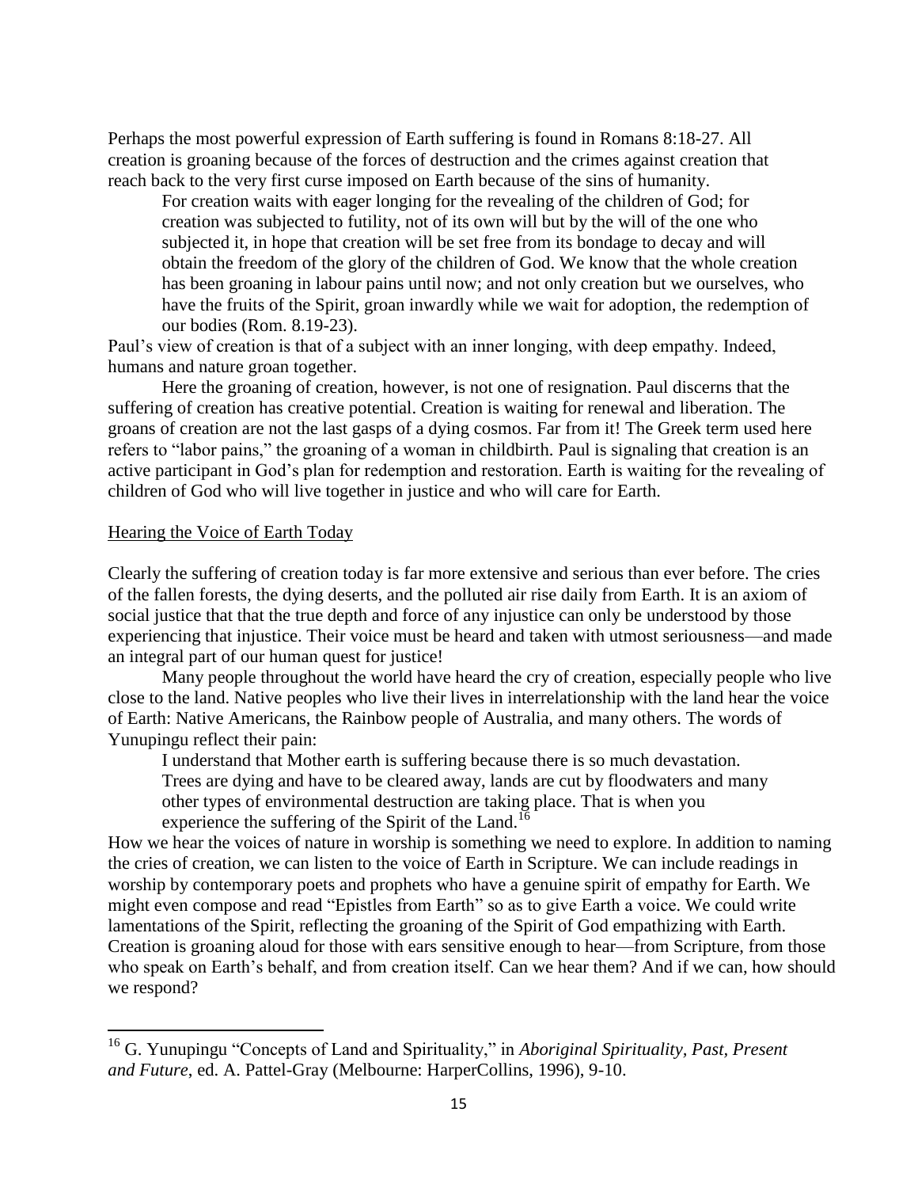Perhaps the most powerful expression of Earth suffering is found in Romans 8:18-27. All creation is groaning because of the forces of destruction and the crimes against creation that reach back to the very first curse imposed on Earth because of the sins of humanity.

> For creation waits with eager longing for the revealing of the children of God; for creation was subjected to futility, not of its own will but by the will of the one who subjected it, in hope that creation will be set free from its bondage to decay and will obtain the freedom of the glory of the children of God. We know that the whole creation has been groaning in labour pains until now; and not only creation but we ourselves, who have the fruits of the Spirit, groan inwardly while we wait for adoption, the redemption of our bodies (Rom. 8.19-23).

Paul's view of creation is that of a subject with an inner longing, with deep empathy. Indeed, humans and nature groan together.

Here the groaning of creation, however, is not one of resignation. Paul discerns that the suffering of creation has creative potential. Creation is waiting for renewal and liberation. The groans of creation are not the last gasps of a dying cosmos. Far from it! The Greek term used here refers to "labor pains," the groaning of a woman in childbirth. Paul is signaling that creation is an active participant in God's plan for redemption and restoration. Earth is waiting for the revealing of children of God who will live together in justice and who will care for Earth.

## Hearing the Voice of Earth Today

Clearly the suffering of creation today is far more extensive and serious than ever before. The cries of the fallen forests, the dying deserts, and the polluted air rise daily from Earth. It is an axiom of social justice that that the true depth and force of any injustice can only be understood by those experiencing that injustice. Their voice must be heard and taken with utmost seriousness—and made an integral part of our human quest for justice!

Many people throughout the world have heard the cry of creation, especially people who live close to the land. Native peoples who live their lives in interrelationship with the land hear the voice of Earth: Native Americans, the Rainbow people of Australia, and many others. The words of Yunupingu reflect their pain:

> I understand that Mother earth is suffering because there is so much devastation. Trees are dying and have to be cleared away, lands are cut by floodwaters and many other types of environmental destruction are taking place. That is when you experience the suffering of the Spirit of the Land.[16]

How we hear the voices of nature in worship is something we need to explore. In addition to naming the cries of creation, we can listen to the voice of Earth in Scripture. We can include readings in worship by contemporary poets and prophets who have a genuine spirit of empathy for Earth. We might even compose and read "Epistles from Earth" so as to give Earth a voice. We could write lamentations of the Spirit, reflecting the groaning of the Spirit of God empathizing with Earth. Creation is groaning aloud for those with ears sensitive enough to hear—from Scripture, from those who speak on Earth's behalf, and from creation itself. Can we hear them? And if we can, how should we respond?

---

[16] G. Yunupingu "Concepts of Land and Spirituality," in *Aboriginal Spirituality, Past, Present and Future*, ed. A. Pattel-Gray (Melbourne: HarperCollins, 1996), 9-10.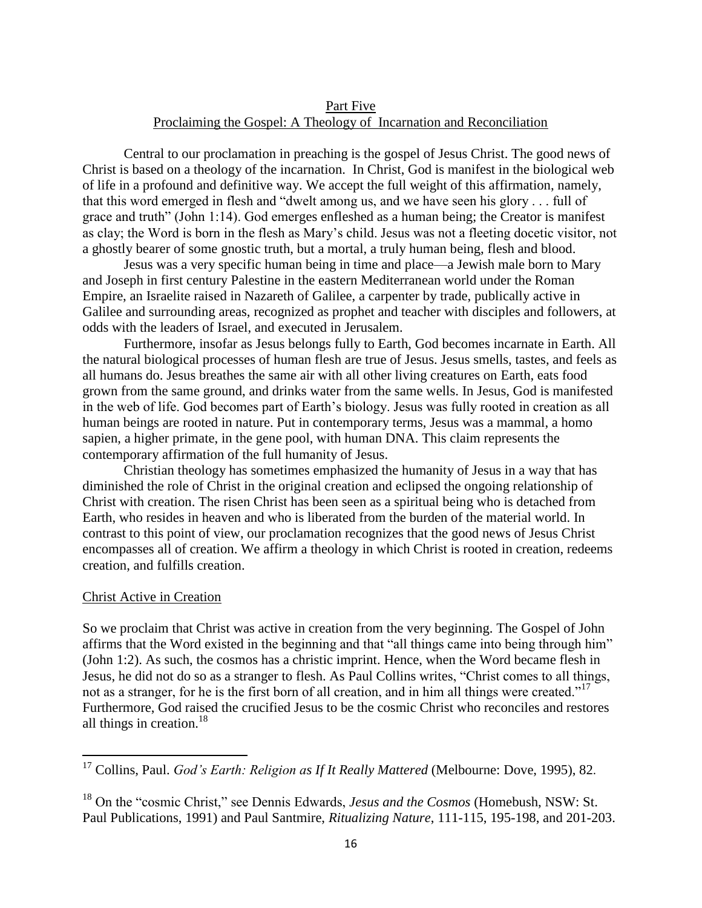Part Five

Proclaiming the Gospel: A Theology of Incarnation and Reconciliation

Central to our proclamation in preaching is the gospel of Jesus Christ. The good news of Christ is based on a theology of the incarnation. In Christ, God is manifest in the biological web of life in a profound and definitive way. We accept the full weight of this affirmation, namely, that this word emerged in flesh and "dwelt among us, and we have seen his glory . . . full of grace and truth" (John 1:14). God emerges enfleshed as a human being; the Creator is manifest as clay; the Word is born in the flesh as Mary's child. Jesus was not a fleeting docetic visitor, not a ghostly bearer of some gnostic truth, but a mortal, a truly human being, flesh and blood.

Jesus was a very specific human being in time and place—a Jewish male born to Mary and Joseph in first century Palestine in the eastern Mediterranean world under the Roman Empire, an Israelite raised in Nazareth of Galilee, a carpenter by trade, publically active in Galilee and surrounding areas, recognized as prophet and teacher with disciples and followers, at odds with the leaders of Israel, and executed in Jerusalem.

Furthermore, insofar as Jesus belongs fully to Earth, God becomes incarnate in Earth. All the natural biological processes of human flesh are true of Jesus. Jesus smells, tastes, and feels as all humans do. Jesus breathes the same air with all other living creatures on Earth, eats food grown from the same ground, and drinks water from the same wells. In Jesus, God is manifested in the web of life. God becomes part of Earth's biology. Jesus was fully rooted in creation as all human beings are rooted in nature. Put in contemporary terms, Jesus was a mammal, a homo sapien, a higher primate, in the gene pool, with human DNA. This claim represents the contemporary affirmation of the full humanity of Jesus.

Christian theology has sometimes emphasized the humanity of Jesus in a way that has diminished the role of Christ in the original creation and eclipsed the ongoing relationship of Christ with creation. The risen Christ has been seen as a spiritual being who is detached from Earth, who resides in heaven and who is liberated from the burden of the material world. In contrast to this point of view, our proclamation recognizes that the good news of Jesus Christ encompasses all of creation. We affirm a theology in which Christ is rooted in creation, redeems creation, and fulfills creation.

Christ Active in Creation

So we proclaim that Christ was active in creation from the very beginning. The Gospel of John affirms that the Word existed in the beginning and that "all things came into being through him" (John 1:2). As such, the cosmos has a christic imprint. Hence, when the Word became flesh in Jesus, he did not do so as a stranger to flesh. As Paul Collins writes, "Christ comes to all things, not as a stranger, for he is the first born of all creation, and in him all things were created."[17] Furthermore, God raised the crucified Jesus to be the cosmic Christ who reconciles and restores all things in creation.[18]

---

[17] Collins, Paul. *God's Earth: Religion as If It Really Mattered* (Melbourne: Dove, 1995), 82.

[18] On the "cosmic Christ," see Dennis Edwards, *Jesus and the Cosmos* (Homebush, NSW: St. Paul Publications, 1991) and Paul Santmire, *Ritualizing Nature*, 111-115, 195-198, and 201-203.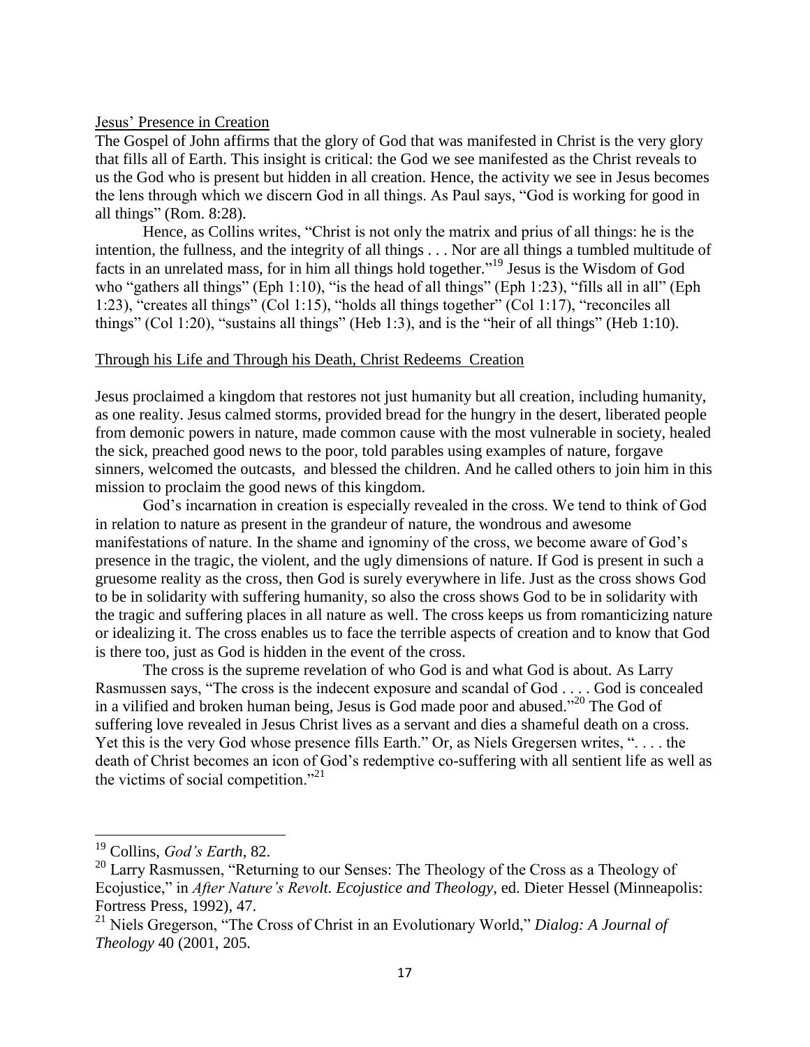Jesus' Presence in Creation

The Gospel of John affirms that the glory of God that was manifested in Christ is the very glory that fills all of Earth. This insight is critical: the God we see manifested as the Christ reveals to us the God who is present but hidden in all creation. Hence, the activity we see in Jesus becomes the lens through which we discern God in all things. As Paul says, "God is working for good in all things" (Rom. 8:28).

Hence, as Collins writes, "Christ is not only the matrix and prius of all things: he is the intention, the fullness, and the integrity of all things . . . Nor are all things a tumbled multitude of facts in an unrelated mass, for in him all things hold together."[19] Jesus is the Wisdom of God who "gathers all things" (Eph 1:10), "is the head of all things" (Eph 1:23), "fills all in all" (Eph 1:23), "creates all things" (Col 1:15), "holds all things together" (Col 1:17), "reconciles all things" (Col 1:20), "sustains all things" (Heb 1:3), and is the "heir of all things" (Heb 1:10).

Through his Life and Through his Death, Christ Redeems Creation

Jesus proclaimed a kingdom that restores not just humanity but all creation, including humanity, as one reality. Jesus calmed storms, provided bread for the hungry in the desert, liberated people from demonic powers in nature, made common cause with the most vulnerable in society, healed the sick, preached good news to the poor, told parables using examples of nature, forgave sinners, welcomed the outcasts, and blessed the children. And he called others to join him in this mission to proclaim the good news of this kingdom.

God's incarnation in creation is especially revealed in the cross. We tend to think of God in relation to nature as present in the grandeur of nature, the wondrous and awesome manifestations of nature. In the shame and ignominy of the cross, we become aware of God's presence in the tragic, the violent, and the ugly dimensions of nature. If God is present in such a gruesome reality as the cross, then God is surely everywhere in life. Just as the cross shows God to be in solidarity with suffering humanity, so also the cross shows God to be in solidarity with the tragic and suffering places in all nature as well. The cross keeps us from romanticizing nature or idealizing it. The cross enables us to face the terrible aspects of creation and to know that God is there too, just as God is hidden in the event of the cross.

The cross is the supreme revelation of who God is and what God is about. As Larry Rasmussen says, "The cross is the indecent exposure and scandal of God . . . . God is concealed in a vilified and broken human being, Jesus is God made poor and abused."[20] The God of suffering love revealed in Jesus Christ lives as a servant and dies a shameful death on a cross. Yet this is the very God whose presence fills Earth." Or, as Niels Gregersen writes, ". . . . the death of Christ becomes an icon of God's redemptive co-suffering with all sentient life as well as the victims of social competition."[21]

---

[19] Collins, *God's Earth*, 82.

[20] Larry Rasmussen, "Returning to our Senses: The Theology of the Cross as a Theology of Ecojustice," in *After Nature's Revolt. Ecojustice and Theology*, ed. Dieter Hessel (Minneapolis: Fortress Press, 1992), 47.

[21] Niels Gregerson, "The Cross of Christ in an Evolutionary World," *Dialog: A Journal of Theology* 40 (2001, 205.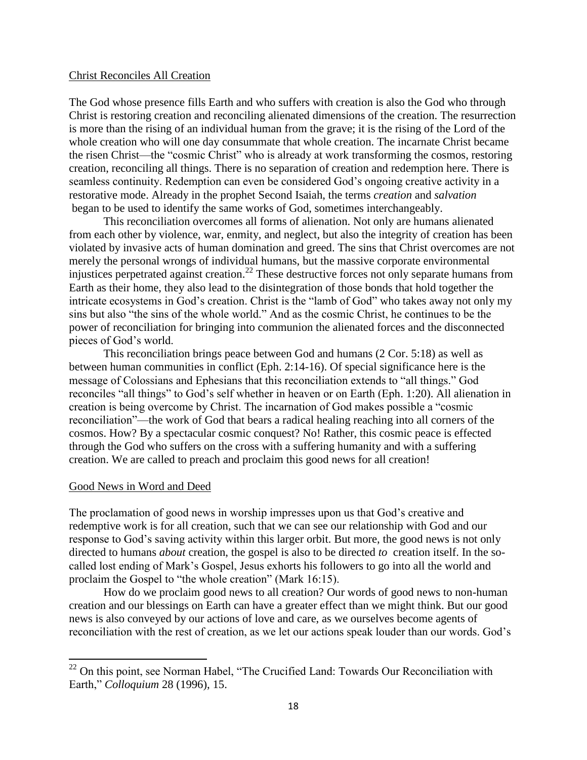## Christ Reconciles All Creation

The God whose presence fills Earth and who suffers with creation is also the God who through Christ is restoring creation and reconciling alienated dimensions of the creation. The resurrection is more than the rising of an individual human from the grave; it is the rising of the Lord of the whole creation who will one day consummate that whole creation. The incarnate Christ became the risen Christ—the "cosmic Christ" who is already at work transforming the cosmos, restoring creation, reconciling all things. There is no separation of creation and redemption here. There is seamless continuity. Redemption can even be considered God's ongoing creative activity in a restorative mode. Already in the prophet Second Isaiah, the terms *creation* and *salvation* began to be used to identify the same works of God, sometimes interchangeably.

This reconciliation overcomes all forms of alienation. Not only are humans alienated from each other by violence, war, enmity, and neglect, but also the integrity of creation has been violated by invasive acts of human domination and greed. The sins that Christ overcomes are not merely the personal wrongs of individual humans, but the massive corporate environmental injustices perpetrated against creation.[22] These destructive forces not only separate humans from Earth as their home, they also lead to the disintegration of those bonds that hold together the intricate ecosystems in God's creation. Christ is the "lamb of God" who takes away not only my sins but also "the sins of the whole world." And as the cosmic Christ, he continues to be the power of reconciliation for bringing into communion the alienated forces and the disconnected pieces of God's world.

This reconciliation brings peace between God and humans (2 Cor. 5:18) as well as between human communities in conflict (Eph. 2:14-16). Of special significance here is the message of Colossians and Ephesians that this reconciliation extends to "all things." God reconciles "all things" to God's self whether in heaven or on Earth (Eph. 1:20). All alienation in creation is being overcome by Christ. The incarnation of God makes possible a "cosmic reconciliation"—the work of God that bears a radical healing reaching into all corners of the cosmos. How? By a spectacular cosmic conquest? No! Rather, this cosmic peace is effected through the God who suffers on the cross with a suffering humanity and with a suffering creation. We are called to preach and proclaim this good news for all creation!

## Good News in Word and Deed

The proclamation of good news in worship impresses upon us that God's creative and redemptive work is for all creation, such that we can see our relationship with God and our response to God's saving activity within this larger orbit. But more, the good news is not only directed to humans *about* creation, the gospel is also to be directed *to* creation itself. In the so-called lost ending of Mark's Gospel, Jesus exhorts his followers to go into all the world and proclaim the Gospel to "the whole creation" (Mark 16:15).

How do we proclaim good news to all creation? Our words of good news to non-human creation and our blessings on Earth can have a greater effect than we might think. But our good news is also conveyed by our actions of love and care, as we ourselves become agents of reconciliation with the rest of creation, as we let our actions speak louder than our words. God's

---

[22] On this point, see Norman Habel, "The Crucified Land: Towards Our Reconciliation with Earth," *Colloquium* 28 (1996), 15.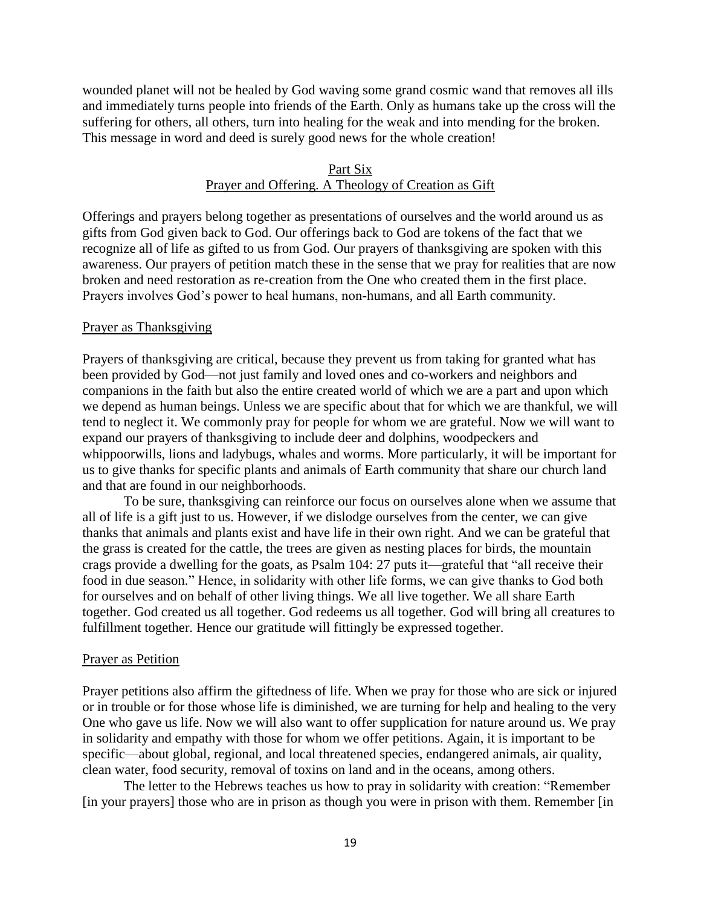wounded planet will not be healed by God waving some grand cosmic wand that removes all ills and immediately turns people into friends of the Earth. Only as humans take up the cross will the suffering for others, all others, turn into healing for the weak and into mending for the broken. This message in word and deed is surely good news for the whole creation!

## Part Six
## Prayer and Offering. A Theology of Creation as Gift

Offerings and prayers belong together as presentations of ourselves and the world around us as gifts from God given back to God. Our offerings back to God are tokens of the fact that we recognize all of life as gifted to us from God. Our prayers of thanksgiving are spoken with this awareness. Our prayers of petition match these in the sense that we pray for realities that are now broken and need restoration as re-creation from the One who created them in the first place. Prayers involves God's power to heal humans, non-humans, and all Earth community.

### Prayer as Thanksgiving

Prayers of thanksgiving are critical, because they prevent us from taking for granted what has been provided by God—not just family and loved ones and co-workers and neighbors and companions in the faith but also the entire created world of which we are a part and upon which we depend as human beings. Unless we are specific about that for which we are thankful, we will tend to neglect it. We commonly pray for people for whom we are grateful. Now we will want to expand our prayers of thanksgiving to include deer and dolphins, woodpeckers and whippoorwills, lions and ladybugs, whales and worms. More particularly, it will be important for us to give thanks for specific plants and animals of Earth community that share our church land and that are found in our neighborhoods.

To be sure, thanksgiving can reinforce our focus on ourselves alone when we assume that all of life is a gift just to us. However, if we dislodge ourselves from the center, we can give thanks that animals and plants exist and have life in their own right. And we can be grateful that the grass is created for the cattle, the trees are given as nesting places for birds, the mountain crags provide a dwelling for the goats, as Psalm 104: 27 puts it—grateful that "all receive their food in due season." Hence, in solidarity with other life forms, we can give thanks to God both for ourselves and on behalf of other living things. We all live together. We all share Earth together. God created us all together. God redeems us all together. God will bring all creatures to fulfillment together. Hence our gratitude will fittingly be expressed together.

### Prayer as Petition

Prayer petitions also affirm the giftedness of life. When we pray for those who are sick or injured or in trouble or for those whose life is diminished, we are turning for help and healing to the very One who gave us life. Now we will also want to offer supplication for nature around us. We pray in solidarity and empathy with those for whom we offer petitions. Again, it is important to be specific—about global, regional, and local threatened species, endangered animals, air quality, clean water, food security, removal of toxins on land and in the oceans, among others.

The letter to the Hebrews teaches us how to pray in solidarity with creation: "Remember [in your prayers] those who are in prison as though you were in prison with them. Remember [in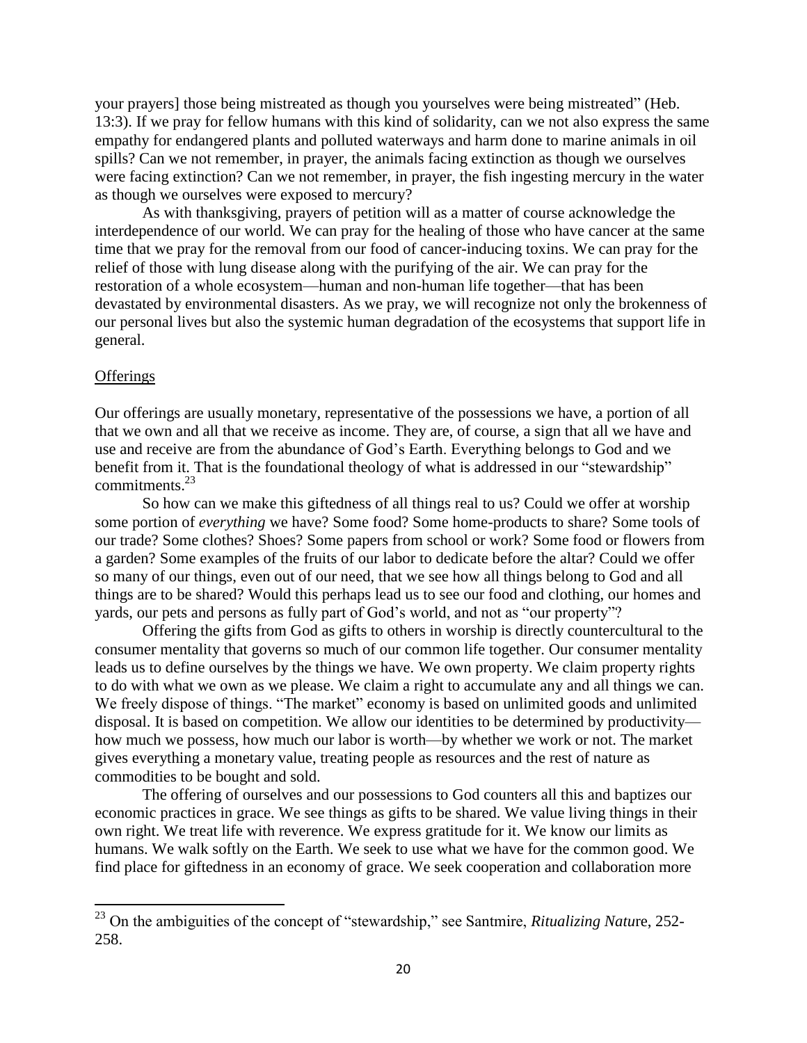your prayers] those being mistreated as though you yourselves were being mistreated" (Heb. 13:3). If we pray for fellow humans with this kind of solidarity, can we not also express the same empathy for endangered plants and polluted waterways and harm done to marine animals in oil spills? Can we not remember, in prayer, the animals facing extinction as though we ourselves were facing extinction? Can we not remember, in prayer, the fish ingesting mercury in the water as though we ourselves were exposed to mercury?

As with thanksgiving, prayers of petition will as a matter of course acknowledge the interdependence of our world. We can pray for the healing of those who have cancer at the same time that we pray for the removal from our food of cancer-inducing toxins. We can pray for the relief of those with lung disease along with the purifying of the air. We can pray for the restoration of a whole ecosystem—human and non-human life together—that has been devastated by environmental disasters. As we pray, we will recognize not only the brokenness of our personal lives but also the systemic human degradation of the ecosystems that support life in general.

## Offerings

Our offerings are usually monetary, representative of the possessions we have, a portion of all that we own and all that we receive as income. They are, of course, a sign that all we have and use and receive are from the abundance of God's Earth. Everything belongs to God and we benefit from it. That is the foundational theology of what is addressed in our "stewardship" commitments.[23]

So how can we make this giftedness of all things real to us? Could we offer at worship some portion of *everything* we have? Some food? Some home-products to share? Some tools of our trade? Some clothes? Shoes? Some papers from school or work? Some food or flowers from a garden? Some examples of the fruits of our labor to dedicate before the altar? Could we offer so many of our things, even out of our need, that we see how all things belong to God and all things are to be shared? Would this perhaps lead us to see our food and clothing, our homes and yards, our pets and persons as fully part of God's world, and not as "our property"?

Offering the gifts from God as gifts to others in worship is directly countercultural to the consumer mentality that governs so much of our common life together. Our consumer mentality leads us to define ourselves by the things we have. We own property. We claim property rights to do with what we own as we please. We claim a right to accumulate any and all things we can. We freely dispose of things. "The market" economy is based on unlimited goods and unlimited disposal. It is based on competition. We allow our identities to be determined by productivity—how much we possess, how much our labor is worth—by whether we work or not. The market gives everything a monetary value, treating people as resources and the rest of nature as commodities to be bought and sold.

The offering of ourselves and our possessions to God counters all this and baptizes our economic practices in grace. We see things as gifts to be shared. We value living things in their own right. We treat life with reverence. We express gratitude for it. We know our limits as humans. We walk softly on the Earth. We seek to use what we have for the common good. We find place for giftedness in an economy of grace. We seek cooperation and collaboration more

[23] On the ambiguities of the concept of "stewardship," see Santmire, *Ritualizing Nature*, 252-258.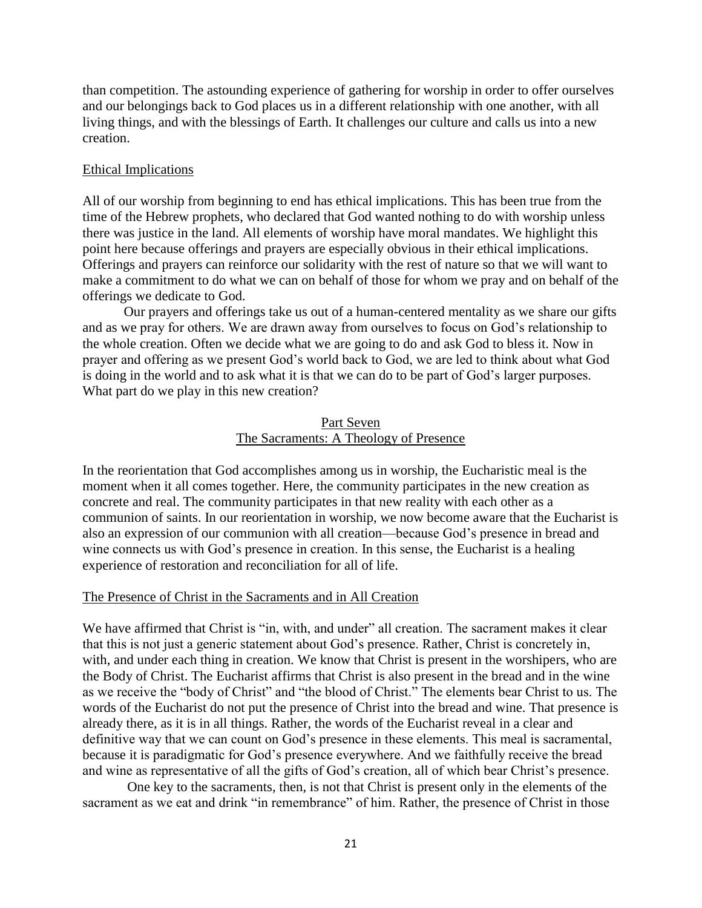than competition. The astounding experience of gathering for worship in order to offer ourselves and our belongings back to God places us in a different relationship with one another, with all living things, and with the blessings of Earth. It challenges our culture and calls us into a new creation.

### Ethical Implications

All of our worship from beginning to end has ethical implications. This has been true from the time of the Hebrew prophets, who declared that God wanted nothing to do with worship unless there was justice in the land. All elements of worship have moral mandates. We highlight this point here because offerings and prayers are especially obvious in their ethical implications. Offerings and prayers can reinforce our solidarity with the rest of nature so that we will want to make a commitment to do what we can on behalf of those for whom we pray and on behalf of the offerings we dedicate to God.

Our prayers and offerings take us out of a human-centered mentality as we share our gifts and as we pray for others. We are drawn away from ourselves to focus on God's relationship to the whole creation. Often we decide what we are going to do and ask God to bless it. Now in prayer and offering as we present God's world back to God, we are led to think about what God is doing in the world and to ask what it is that we can do to be part of God's larger purposes. What part do we play in this new creation?

## Part Seven
## The Sacraments: A Theology of Presence

In the reorientation that God accomplishes among us in worship, the Eucharistic meal is the moment when it all comes together. Here, the community participates in the new creation as concrete and real. The community participates in that new reality with each other as a communion of saints. In our reorientation in worship, we now become aware that the Eucharist is also an expression of our communion with all creation—because God's presence in bread and wine connects us with God's presence in creation. In this sense, the Eucharist is a healing experience of restoration and reconciliation for all of life.

### The Presence of Christ in the Sacraments and in All Creation

We have affirmed that Christ is "in, with, and under" all creation. The sacrament makes it clear that this is not just a generic statement about God's presence. Rather, Christ is concretely in, with, and under each thing in creation. We know that Christ is present in the worshipers, who are the Body of Christ. The Eucharist affirms that Christ is also present in the bread and in the wine as we receive the "body of Christ" and "the blood of Christ." The elements bear Christ to us. The words of the Eucharist do not put the presence of Christ into the bread and wine. That presence is already there, as it is in all things. Rather, the words of the Eucharist reveal in a clear and definitive way that we can count on God's presence in these elements. This meal is sacramental, because it is paradigmatic for God's presence everywhere. And we faithfully receive the bread and wine as representative of all the gifts of God's creation, all of which bear Christ's presence.

One key to the sacraments, then, is not that Christ is present only in the elements of the sacrament as we eat and drink "in remembrance" of him. Rather, the presence of Christ in those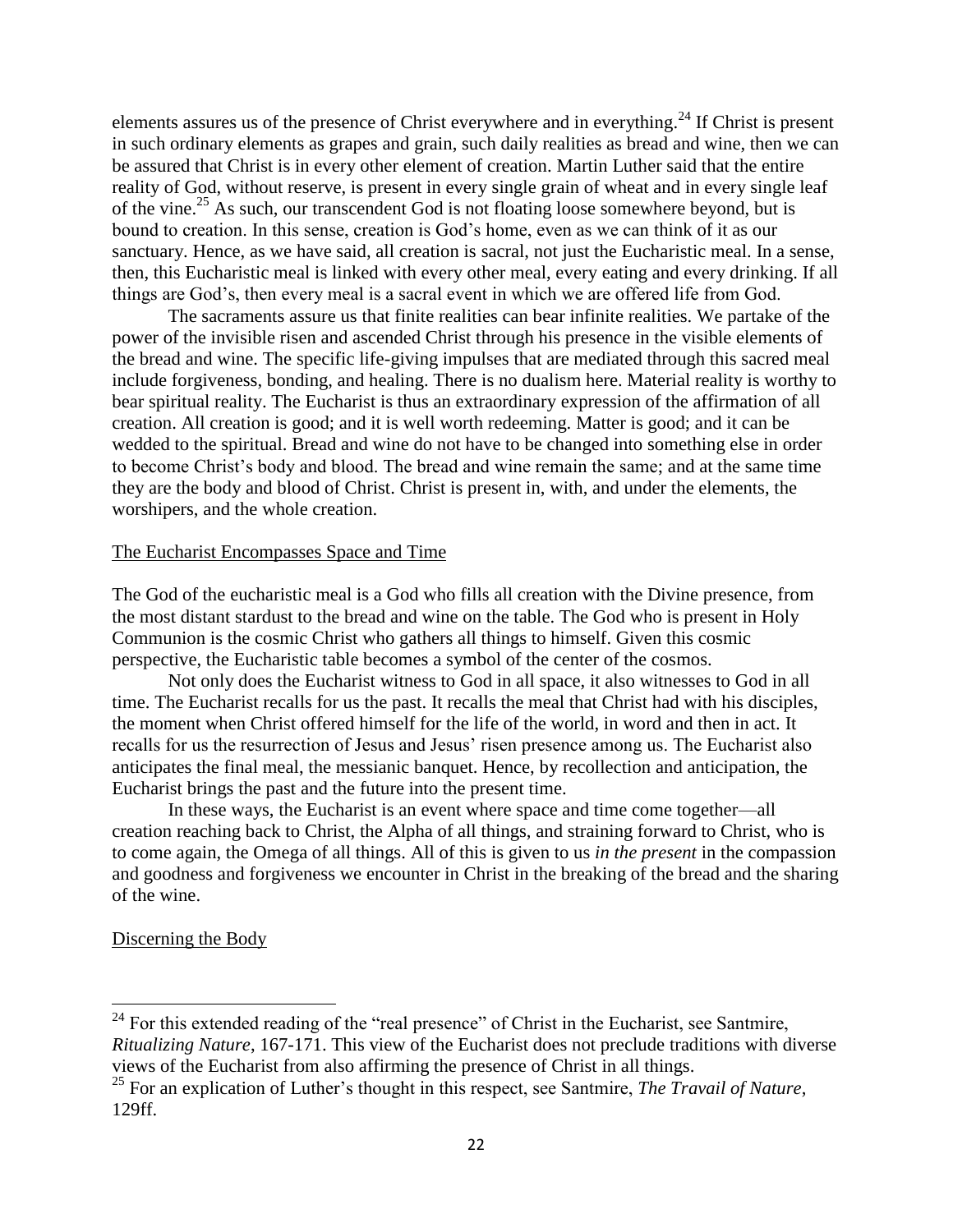elements assures us of the presence of Christ everywhere and in everything.[24] If Christ is present in such ordinary elements as grapes and grain, such daily realities as bread and wine, then we can be assured that Christ is in every other element of creation. Martin Luther said that the entire reality of God, without reserve, is present in every single grain of wheat and in every single leaf of the vine.[25] As such, our transcendent God is not floating loose somewhere beyond, but is bound to creation. In this sense, creation is God's home, even as we can think of it as our sanctuary. Hence, as we have said, all creation is sacral, not just the Eucharistic meal. In a sense, then, this Eucharistic meal is linked with every other meal, every eating and every drinking. If all things are God's, then every meal is a sacral event in which we are offered life from God.

The sacraments assure us that finite realities can bear infinite realities. We partake of the power of the invisible risen and ascended Christ through his presence in the visible elements of the bread and wine. The specific life-giving impulses that are mediated through this sacred meal include forgiveness, bonding, and healing. There is no dualism here. Material reality is worthy to bear spiritual reality. The Eucharist is thus an extraordinary expression of the affirmation of all creation. All creation is good; and it is well worth redeeming. Matter is good; and it can be wedded to the spiritual. Bread and wine do not have to be changed into something else in order to become Christ's body and blood. The bread and wine remain the same; and at the same time they are the body and blood of Christ. Christ is present in, with, and under the elements, the worshipers, and the whole creation.

## The Eucharist Encompasses Space and Time

The God of the eucharistic meal is a God who fills all creation with the Divine presence, from the most distant stardust to the bread and wine on the table. The God who is present in Holy Communion is the cosmic Christ who gathers all things to himself. Given this cosmic perspective, the Eucharistic table becomes a symbol of the center of the cosmos.

Not only does the Eucharist witness to God in all space, it also witnesses to God in all time. The Eucharist recalls for us the past. It recalls the meal that Christ had with his disciples, the moment when Christ offered himself for the life of the world, in word and then in act. It recalls for us the resurrection of Jesus and Jesus' risen presence among us. The Eucharist also anticipates the final meal, the messianic banquet. Hence, by recollection and anticipation, the Eucharist brings the past and the future into the present time.

In these ways, the Eucharist is an event where space and time come together—all creation reaching back to Christ, the Alpha of all things, and straining forward to Christ, who is to come again, the Omega of all things. All of this is given to us *in the present* in the compassion and goodness and forgiveness we encounter in Christ in the breaking of the bread and the sharing of the wine.

## Discerning the Body

---

[24] For this extended reading of the "real presence" of Christ in the Eucharist, see Santmire, *Ritualizing Nature*, 167-171. This view of the Eucharist does not preclude traditions with diverse views of the Eucharist from also affirming the presence of Christ in all things.

[25] For an explication of Luther's thought in this respect, see Santmire, *The Travail of Nature*, 129ff.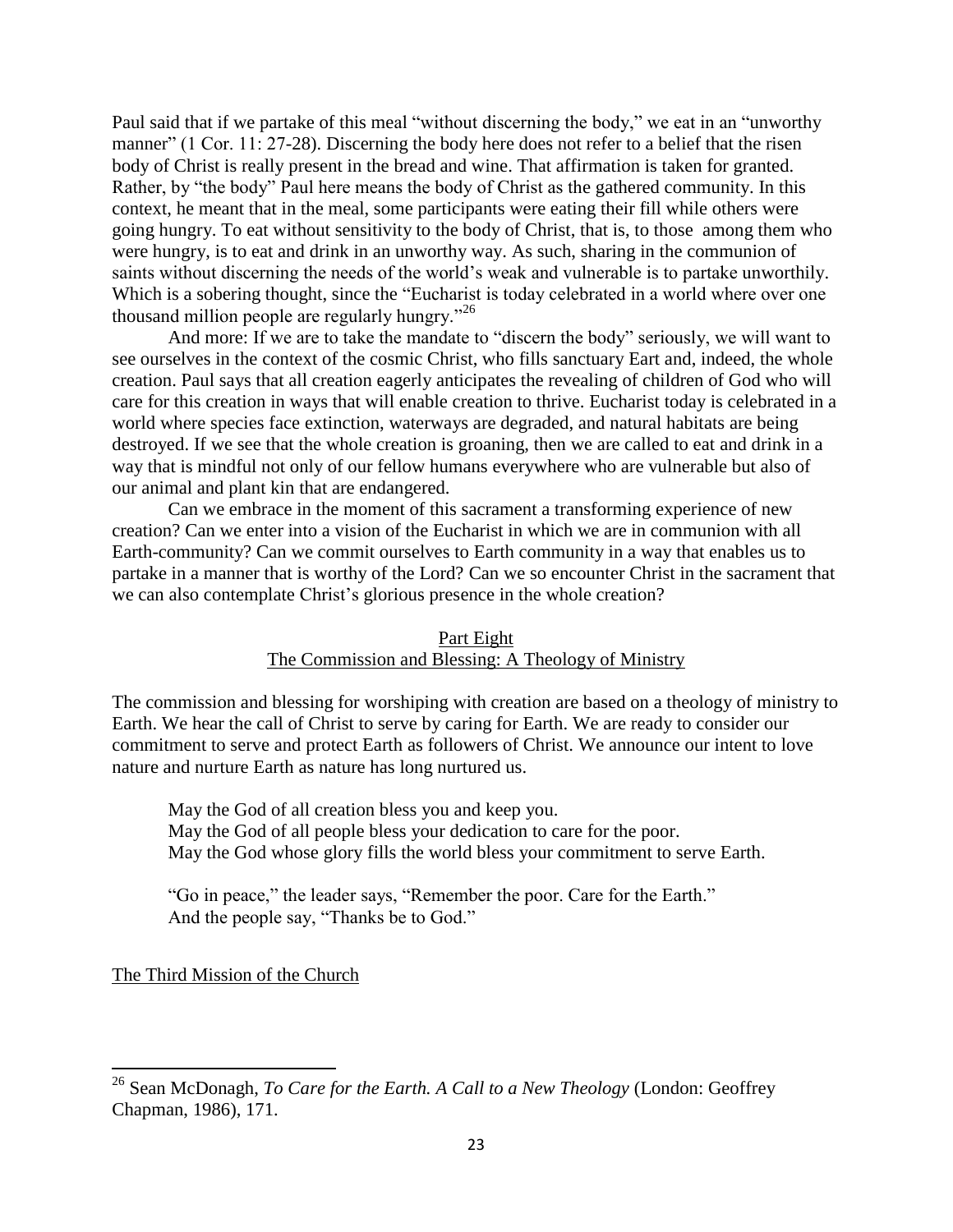Paul said that if we partake of this meal "without discerning the body," we eat in an "unworthy manner" (1 Cor. 11: 27-28). Discerning the body here does not refer to a belief that the risen body of Christ is really present in the bread and wine. That affirmation is taken for granted. Rather, by "the body" Paul here means the body of Christ as the gathered community. In this context, he meant that in the meal, some participants were eating their fill while others were going hungry. To eat without sensitivity to the body of Christ, that is, to those among them who were hungry, is to eat and drink in an unworthy way. As such, sharing in the communion of saints without discerning the needs of the world's weak and vulnerable is to partake unworthily. Which is a sobering thought, since the "Eucharist is today celebrated in a world where over one thousand million people are regularly hungry."[26]

And more: If we are to take the mandate to "discern the body" seriously, we will want to see ourselves in the context of the cosmic Christ, who fills sanctuary Eart and, indeed, the whole creation. Paul says that all creation eagerly anticipates the revealing of children of God who will care for this creation in ways that will enable creation to thrive. Eucharist today is celebrated in a world where species face extinction, waterways are degraded, and natural habitats are being destroyed. If we see that the whole creation is groaning, then we are called to eat and drink in a way that is mindful not only of our fellow humans everywhere who are vulnerable but also of our animal and plant kin that are endangered.

Can we embrace in the moment of this sacrament a transforming experience of new creation? Can we enter into a vision of the Eucharist in which we are in communion with all Earth-community? Can we commit ourselves to Earth community in a way that enables us to partake in a manner that is worthy of the Lord? Can we so encounter Christ in the sacrament that we can also contemplate Christ's glorious presence in the whole creation?

## Part Eight
## The Commission and Blessing: A Theology of Ministry

The commission and blessing for worshiping with creation are based on a theology of ministry to Earth. We hear the call of Christ to serve by caring for Earth. We are ready to consider our commitment to serve and protect Earth as followers of Christ. We announce our intent to love nature and nurture Earth as nature has long nurtured us.

> May the God of all creation bless you and keep you.
> May the God of all people bless your dedication to care for the poor.
> May the God whose glory fills the world bless your commitment to serve Earth.
>
> "Go in peace," the leader says, "Remember the poor. Care for the Earth."
> And the people say, "Thanks be to God."

### The Third Mission of the Church

---

[26] Sean McDonagh, *To Care for the Earth. A Call to a New Theology* (London: Geoffrey Chapman, 1986), 171.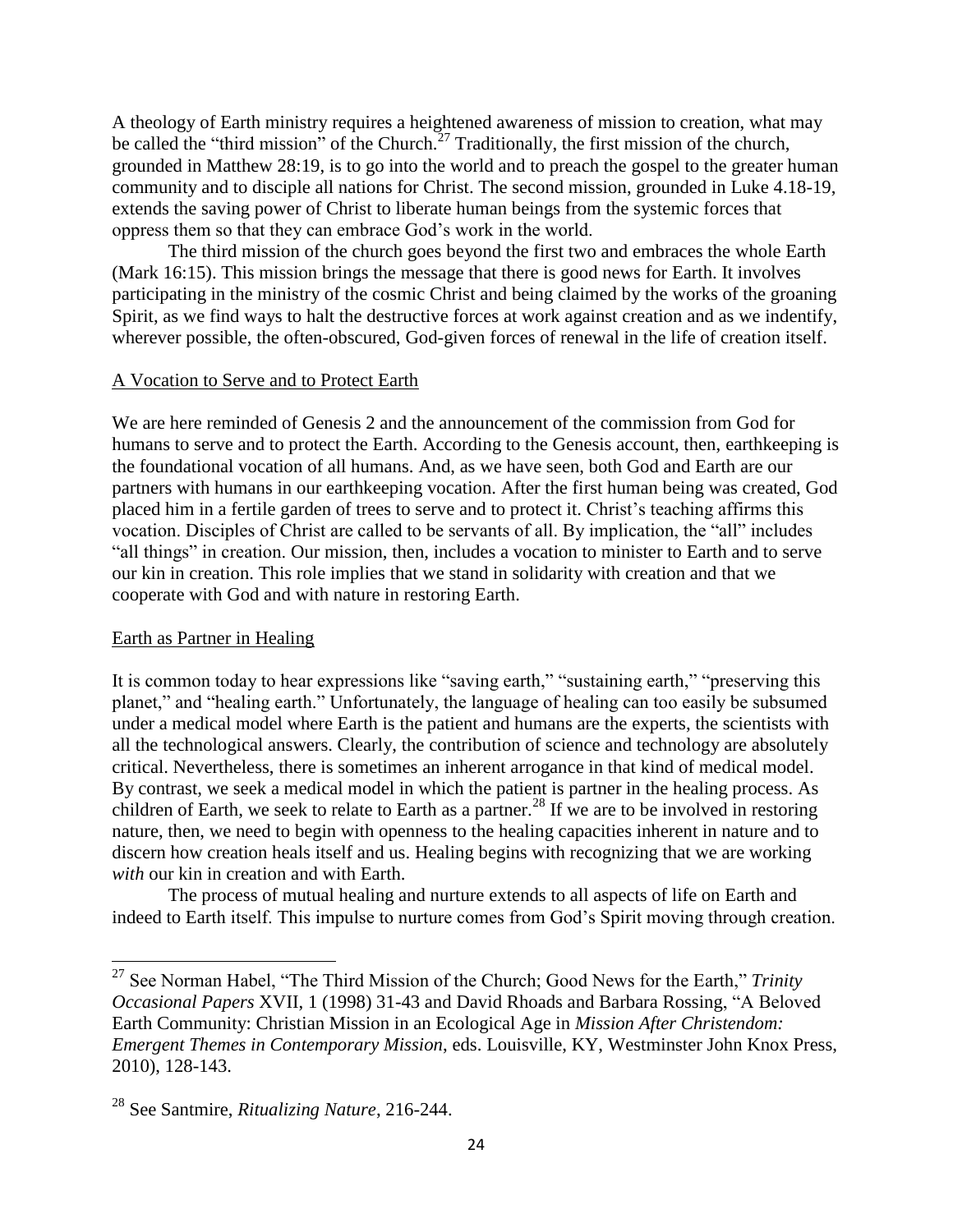A theology of Earth ministry requires a heightened awareness of mission to creation, what may be called the "third mission" of the Church.[27] Traditionally, the first mission of the church, grounded in Matthew 28:19, is to go into the world and to preach the gospel to the greater human community and to disciple all nations for Christ. The second mission, grounded in Luke 4.18-19, extends the saving power of Christ to liberate human beings from the systemic forces that oppress them so that they can embrace God's work in the world.

The third mission of the church goes beyond the first two and embraces the whole Earth (Mark 16:15). This mission brings the message that there is good news for Earth. It involves participating in the ministry of the cosmic Christ and being claimed by the works of the groaning Spirit, as we find ways to halt the destructive forces at work against creation and as we indentify, wherever possible, the often-obscured, God-given forces of renewal in the life of creation itself.

## A Vocation to Serve and to Protect Earth

We are here reminded of Genesis 2 and the announcement of the commission from God for humans to serve and to protect the Earth. According to the Genesis account, then, earthkeeping is the foundational vocation of all humans. And, as we have seen, both God and Earth are our partners with humans in our earthkeeping vocation. After the first human being was created, God placed him in a fertile garden of trees to serve and to protect it. Christ's teaching affirms this vocation. Disciples of Christ are called to be servants of all. By implication, the "all" includes "all things" in creation. Our mission, then, includes a vocation to minister to Earth and to serve our kin in creation. This role implies that we stand in solidarity with creation and that we cooperate with God and with nature in restoring Earth.

## Earth as Partner in Healing

It is common today to hear expressions like "saving earth," "sustaining earth," "preserving this planet," and "healing earth." Unfortunately, the language of healing can too easily be subsumed under a medical model where Earth is the patient and humans are the experts, the scientists with all the technological answers. Clearly, the contribution of science and technology are absolutely critical. Nevertheless, there is sometimes an inherent arrogance in that kind of medical model. By contrast, we seek a medical model in which the patient is partner in the healing process. As children of Earth, we seek to relate to Earth as a partner.[28] If we are to be involved in restoring nature, then, we need to begin with openness to the healing capacities inherent in nature and to discern how creation heals itself and us. Healing begins with recognizing that we are working *with* our kin in creation and with Earth.

The process of mutual healing and nurture extends to all aspects of life on Earth and indeed to Earth itself. This impulse to nurture comes from God's Spirit moving through creation.

---

[27] See Norman Habel, "The Third Mission of the Church; Good News for the Earth," *Trinity Occasional Papers* XVII, 1 (1998) 31-43 and David Rhoads and Barbara Rossing, "A Beloved Earth Community: Christian Mission in an Ecological Age in *Mission After Christendom: Emergent Themes in Contemporary Mission*, eds. Louisville, KY, Westminster John Knox Press, 2010), 128-143.

[28] See Santmire, *Ritualizing Nature*, 216-244.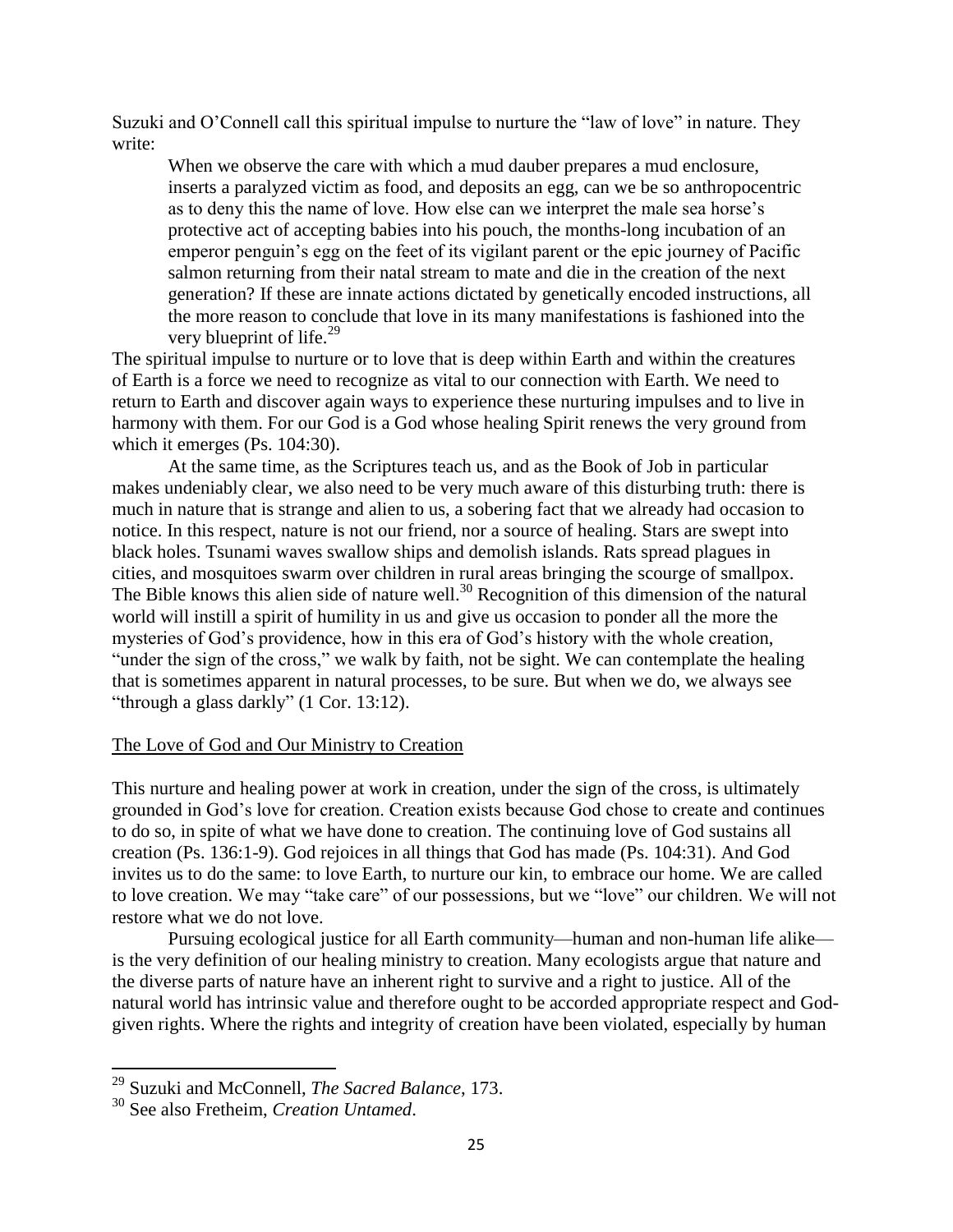Suzuki and O'Connell call this spiritual impulse to nurture the "law of love" in nature. They write:

> When we observe the care with which a mud dauber prepares a mud enclosure, inserts a paralyzed victim as food, and deposits an egg, can we be so anthropocentric as to deny this the name of love. How else can we interpret the male sea horse's protective act of accepting babies into his pouch, the months-long incubation of an emperor penguin's egg on the feet of its vigilant parent or the epic journey of Pacific salmon returning from their natal stream to mate and die in the creation of the next generation? If these are innate actions dictated by genetically encoded instructions, all the more reason to conclude that love in its many manifestations is fashioned into the very blueprint of life.[29]

The spiritual impulse to nurture or to love that is deep within Earth and within the creatures of Earth is a force we need to recognize as vital to our connection with Earth. We need to return to Earth and discover again ways to experience these nurturing impulses and to live in harmony with them. For our God is a God whose healing Spirit renews the very ground from which it emerges (Ps. 104:30).

At the same time, as the Scriptures teach us, and as the Book of Job in particular makes undeniably clear, we also need to be very much aware of this disturbing truth: there is much in nature that is strange and alien to us, a sobering fact that we already had occasion to notice. In this respect, nature is not our friend, nor a source of healing. Stars are swept into black holes. Tsunami waves swallow ships and demolish islands. Rats spread plagues in cities, and mosquitoes swarm over children in rural areas bringing the scourge of smallpox. The Bible knows this alien side of nature well.[30] Recognition of this dimension of the natural world will instill a spirit of humility in us and give us occasion to ponder all the more the mysteries of God's providence, how in this era of God's history with the whole creation, "under the sign of the cross," we walk by faith, not be sight. We can contemplate the healing that is sometimes apparent in natural processes, to be sure. But when we do, we always see "through a glass darkly" (1 Cor. 13:12).

## The Love of God and Our Ministry to Creation

This nurture and healing power at work in creation, under the sign of the cross, is ultimately grounded in God's love for creation. Creation exists because God chose to create and continues to do so, in spite of what we have done to creation. The continuing love of God sustains all creation (Ps. 136:1-9). God rejoices in all things that God has made (Ps. 104:31). And God invites us to do the same: to love Earth, to nurture our kin, to embrace our home. We are called to love creation. We may "take care" of our possessions, but we "love" our children. We will not restore what we do not love.

Pursuing ecological justice for all Earth community—human and non-human life alike—is the very definition of our healing ministry to creation. Many ecologists argue that nature and the diverse parts of nature have an inherent right to survive and a right to justice. All of the natural world has intrinsic value and therefore ought to be accorded appropriate respect and God-given rights. Where the rights and integrity of creation have been violated, especially by human

---

[29] Suzuki and McConnell, *The Sacred Balance*, 173.

[30] See also Fretheim, *Creation Untamed*.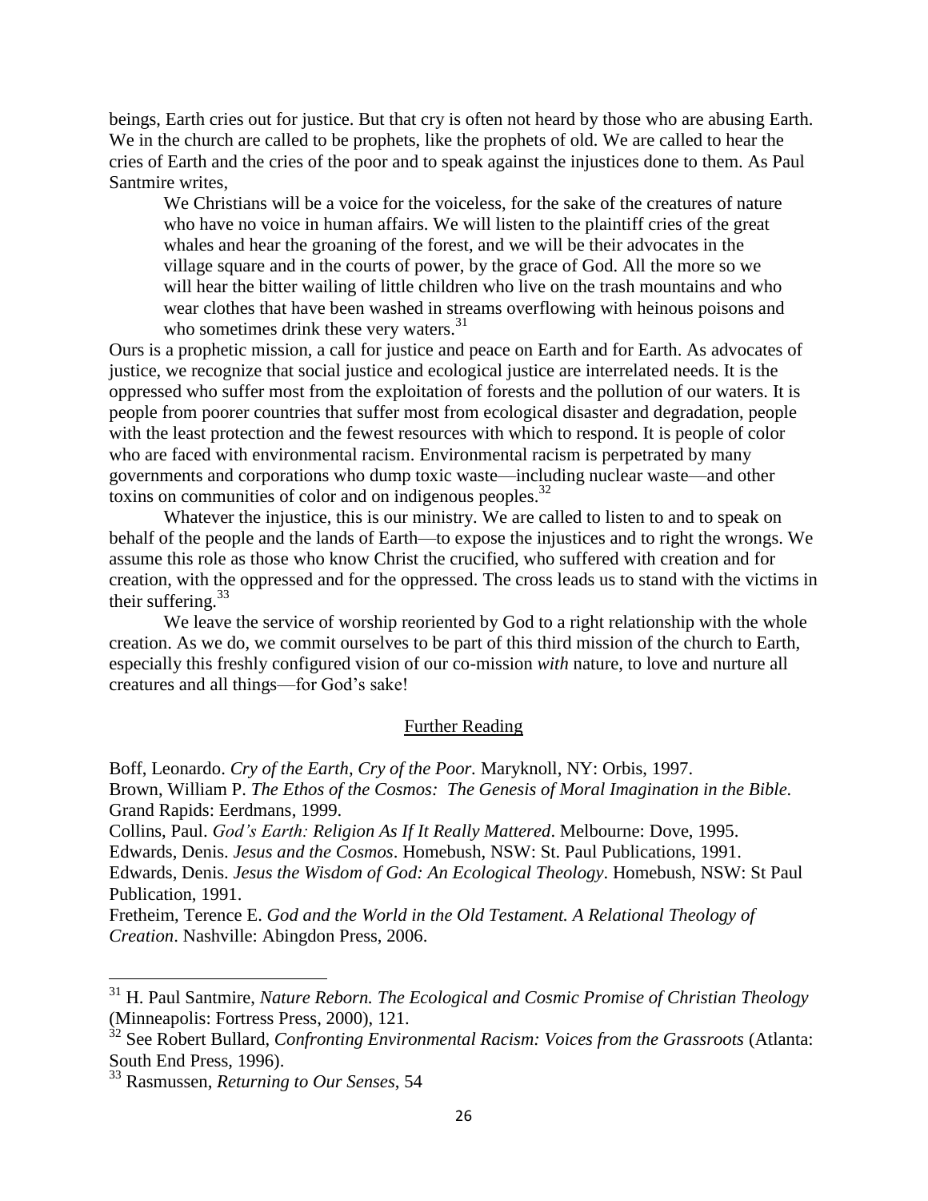beings, Earth cries out for justice. But that cry is often not heard by those who are abusing Earth. We in the church are called to be prophets, like the prophets of old. We are called to hear the cries of Earth and the cries of the poor and to speak against the injustices done to them. As Paul Santmire writes,

> We Christians will be a voice for the voiceless, for the sake of the creatures of nature who have no voice in human affairs. We will listen to the plaintiff cries of the great whales and hear the groaning of the forest, and we will be their advocates in the village square and in the courts of power, by the grace of God. All the more so we will hear the bitter wailing of little children who live on the trash mountains and who wear clothes that have been washed in streams overflowing with heinous poisons and who sometimes drink these very waters.[31]

Ours is a prophetic mission, a call for justice and peace on Earth and for Earth. As advocates of justice, we recognize that social justice and ecological justice are interrelated needs. It is the oppressed who suffer most from the exploitation of forests and the pollution of our waters. It is people from poorer countries that suffer most from ecological disaster and degradation, people with the least protection and the fewest resources with which to respond. It is people of color who are faced with environmental racism. Environmental racism is perpetrated by many governments and corporations who dump toxic waste—including nuclear waste—and other toxins on communities of color and on indigenous peoples.[32]

Whatever the injustice, this is our ministry. We are called to listen to and to speak on behalf of the people and the lands of Earth—to expose the injustices and to right the wrongs. We assume this role as those who know Christ the crucified, who suffered with creation and for creation, with the oppressed and for the oppressed. The cross leads us to stand with the victims in their suffering.[33]

We leave the service of worship reoriented by God to a right relationship with the whole creation. As we do, we commit ourselves to be part of this third mission of the church to Earth, especially this freshly configured vision of our co-mission *with* nature, to love and nurture all creatures and all things—for God's sake!

## Further Reading

Boff, Leonardo. *Cry of the Earth, Cry of the Poor.* Maryknoll, NY: Orbis, 1997.
Brown, William P. *The Ethos of the Cosmos: The Genesis of Moral Imagination in the Bible.* Grand Rapids: Eerdmans, 1999.
Collins, Paul. *God's Earth: Religion As If It Really Mattered*. Melbourne: Dove, 1995.
Edwards, Denis. *Jesus and the Cosmos*. Homebush, NSW: St. Paul Publications, 1991.
Edwards, Denis. *Jesus the Wisdom of God: An Ecological Theology*. Homebush, NSW: St Paul Publication, 1991.
Fretheim, Terence E. *God and the World in the Old Testament. A Relational Theology of Creation*. Nashville: Abingdon Press, 2006.

---

[31] H. Paul Santmire, *Nature Reborn. The Ecological and Cosmic Promise of Christian Theology* (Minneapolis: Fortress Press, 2000), 121.

[32] See Robert Bullard, *Confronting Environmental Racism: Voices from the Grassroots* (Atlanta: South End Press, 1996).

[33] Rasmussen, *Returning to Our Senses*, 54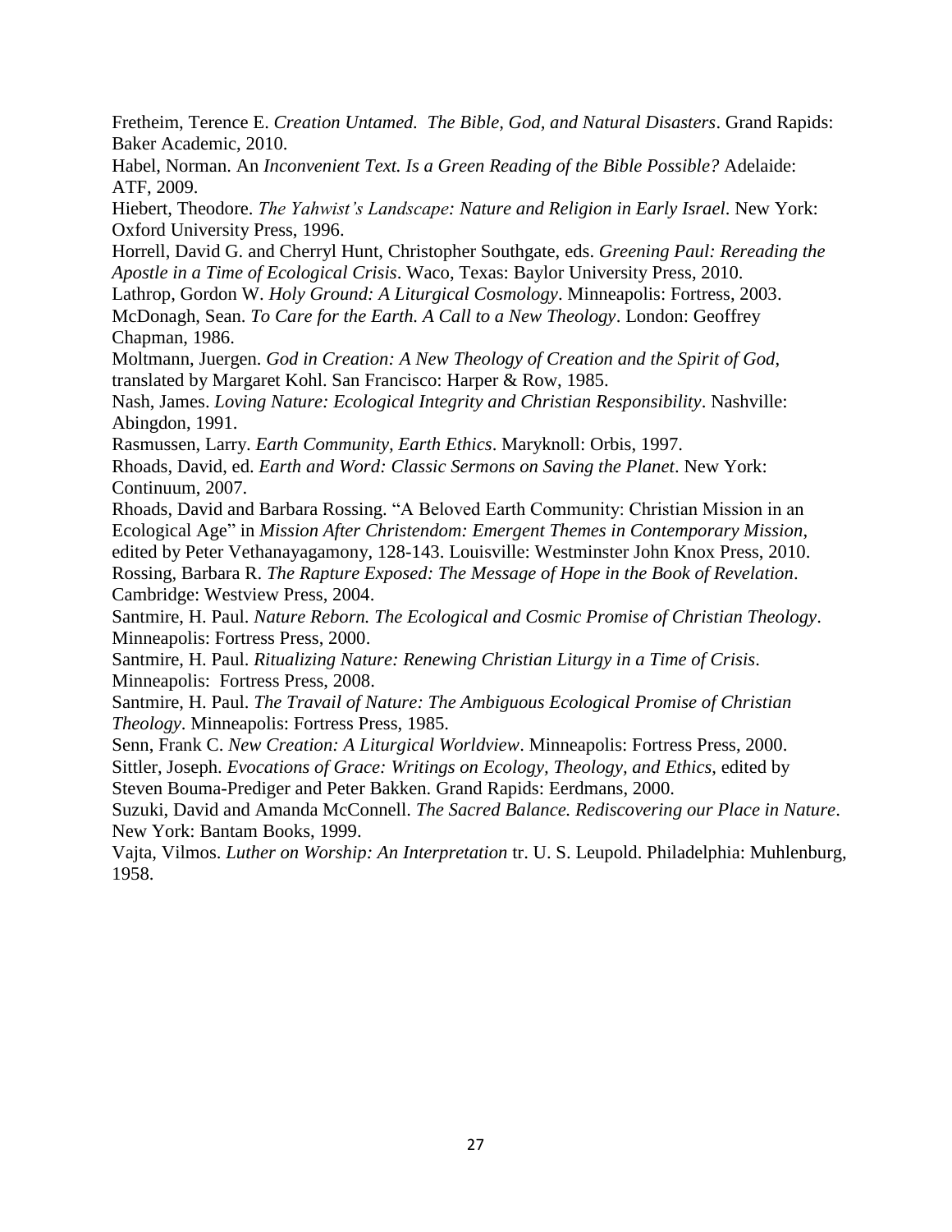Fretheim, Terence E. *Creation Untamed. The Bible, God, and Natural Disasters*. Grand Rapids: Baker Academic, 2010.

Habel, Norman. An *Inconvenient Text. Is a Green Reading of the Bible Possible?* Adelaide: ATF, 2009.

Hiebert, Theodore. *The Yahwist's Landscape: Nature and Religion in Early Israel*. New York: Oxford University Press, 1996.

Horrell, David G. and Cherryl Hunt, Christopher Southgate, eds. *Greening Paul: Rereading the Apostle in a Time of Ecological Crisis*. Waco, Texas: Baylor University Press, 2010.

Lathrop, Gordon W. *Holy Ground: A Liturgical Cosmology*. Minneapolis: Fortress, 2003.

McDonagh, Sean. *To Care for the Earth. A Call to a New Theology*. London: Geoffrey Chapman, 1986.

Moltmann, Juergen. *God in Creation: A New Theology of Creation and the Spirit of God*, translated by Margaret Kohl. San Francisco: Harper & Row, 1985.

Nash, James. *Loving Nature: Ecological Integrity and Christian Responsibility*. Nashville: Abingdon, 1991.

Rasmussen, Larry. *Earth Community, Earth Ethics*. Maryknoll: Orbis, 1997.

Rhoads, David, ed. *Earth and Word: Classic Sermons on Saving the Planet*. New York: Continuum, 2007.

Rhoads, David and Barbara Rossing. "A Beloved Earth Community: Christian Mission in an Ecological Age" in *Mission After Christendom: Emergent Themes in Contemporary Mission*, edited by Peter Vethanayagamony, 128-143. Louisville: Westminster John Knox Press, 2010.

Rossing, Barbara R. *The Rapture Exposed: The Message of Hope in the Book of Revelation*. Cambridge: Westview Press, 2004.

Santmire, H. Paul. *Nature Reborn. The Ecological and Cosmic Promise of Christian Theology*. Minneapolis: Fortress Press, 2000.

Santmire, H. Paul. *Ritualizing Nature: Renewing Christian Liturgy in a Time of Crisis*. Minneapolis: Fortress Press, 2008.

Santmire, H. Paul. *The Travail of Nature: The Ambiguous Ecological Promise of Christian Theology*. Minneapolis: Fortress Press, 1985.

Senn, Frank C. *New Creation: A Liturgical Worldview*. Minneapolis: Fortress Press, 2000.

Sittler, Joseph. *Evocations of Grace: Writings on Ecology, Theology, and Ethics*, edited by Steven Bouma-Prediger and Peter Bakken. Grand Rapids: Eerdmans, 2000.

Suzuki, David and Amanda McConnell. *The Sacred Balance. Rediscovering our Place in Nature*. New York: Bantam Books, 1999.

Vajta, Vilmos. *Luther on Worship: An Interpretation* tr. U. S. Leupold. Philadelphia: Muhlenburg, 1958.